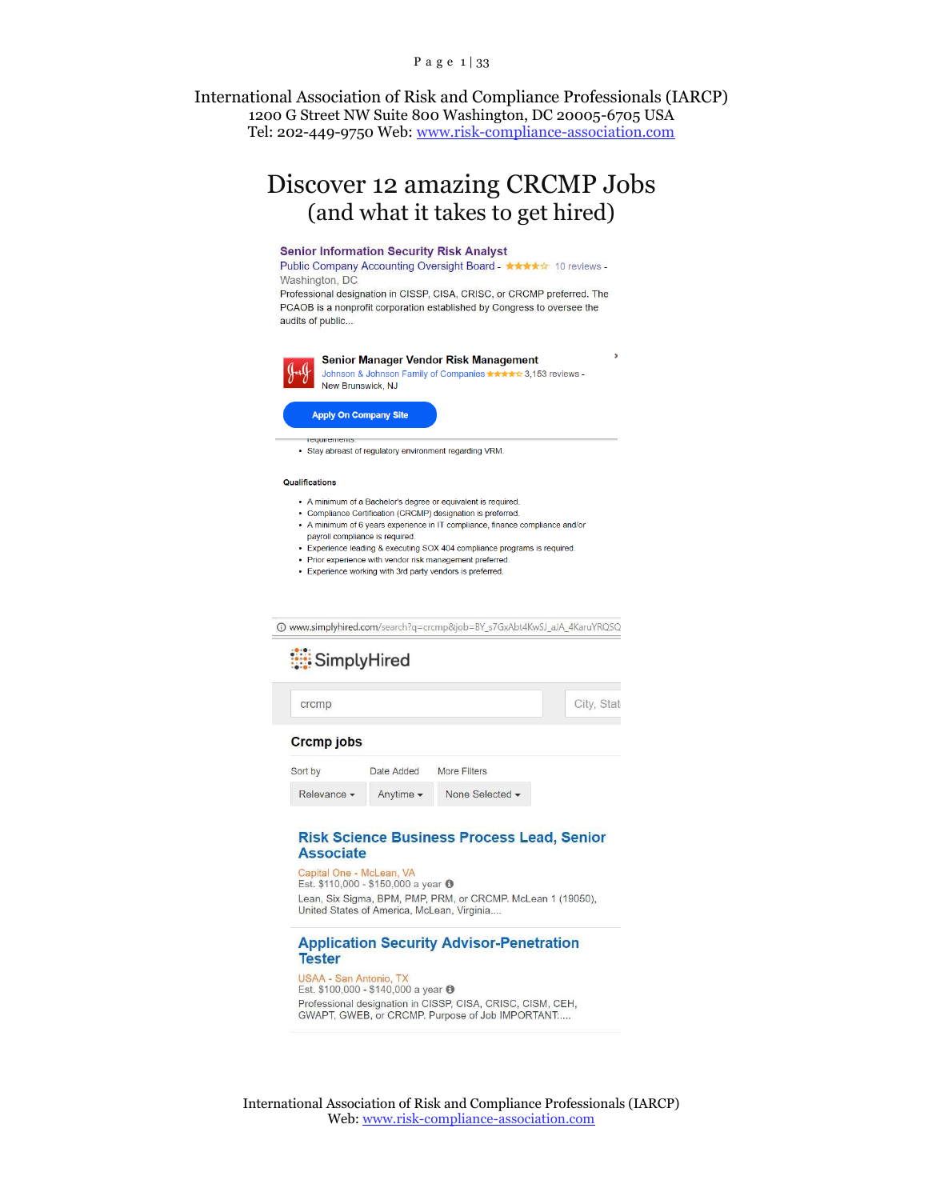International Association of Risk and Compliance Professionals (IARCP)
1200 G Street NW Suite 800 Washington, DC 20005-6705 USA
Tel: 202-449-9750 Web: www.risk-compliance-association.com

# Discover 12 amazing CRCMP Jobs (and what it takes to get hired)

**Senior Information Security Risk Analyst**
Public Company Accounting Oversight Board - ★★★★☆ 10 reviews -
Washington, DC
Professional designation in CISSP, CISA, CRISC, or CRCMP preferred. The PCAOB is a nonprofit corporation established by Congress to oversee the audits of public...

**Senior Manager Vendor Risk Management**
Johnson & Johnson Family of Companies ★★★★☆ 3,153 reviews -
New Brunswick, NJ

Apply On Company Site

requirements.

- Stay abreast of regulatory environment regarding VRM.

**Qualifications**

- A minimum of a Bachelor's degree or equivalent is required.
- Compliance Certification (CRCMP) designation is preferred.
- A minimum of 6 years experience in IT compliance, finance compliance and/or payroll compliance is required.
- Experience leading & executing SOX 404 compliance programs is required.
- Prior experience with vendor risk management preferred.
- Experience working with 3rd party vendors is preferred.

www.simplyhired.com/search?q=crcmp&job=BY_s7GxAbt4KwSJ_aJA_4KaruYRQSQ

SimplyHired

crcmp | City, Stat

**Crcmp jobs**

Sort by: Relevance | Date Added: Anytime | More Filters: None Selected

**Risk Science Business Process Lead, Senior Associate**
Capital One - McLean, VA
Est. $110,000 - $150,000 a year
Lean, Six Sigma, BPM, PMP, PRM, or CRCMP. McLean 1 (19050), United States of America, McLean, Virginia....

**Application Security Advisor-Penetration Tester**
USAA - San Antonio, TX
Est. $100,000 - $140,000 a year
Professional designation in CISSP, CISA, CRISC, CISM, CEH, GWAPT, GWEB, or CRCMP. Purpose of Job IMPORTANT:....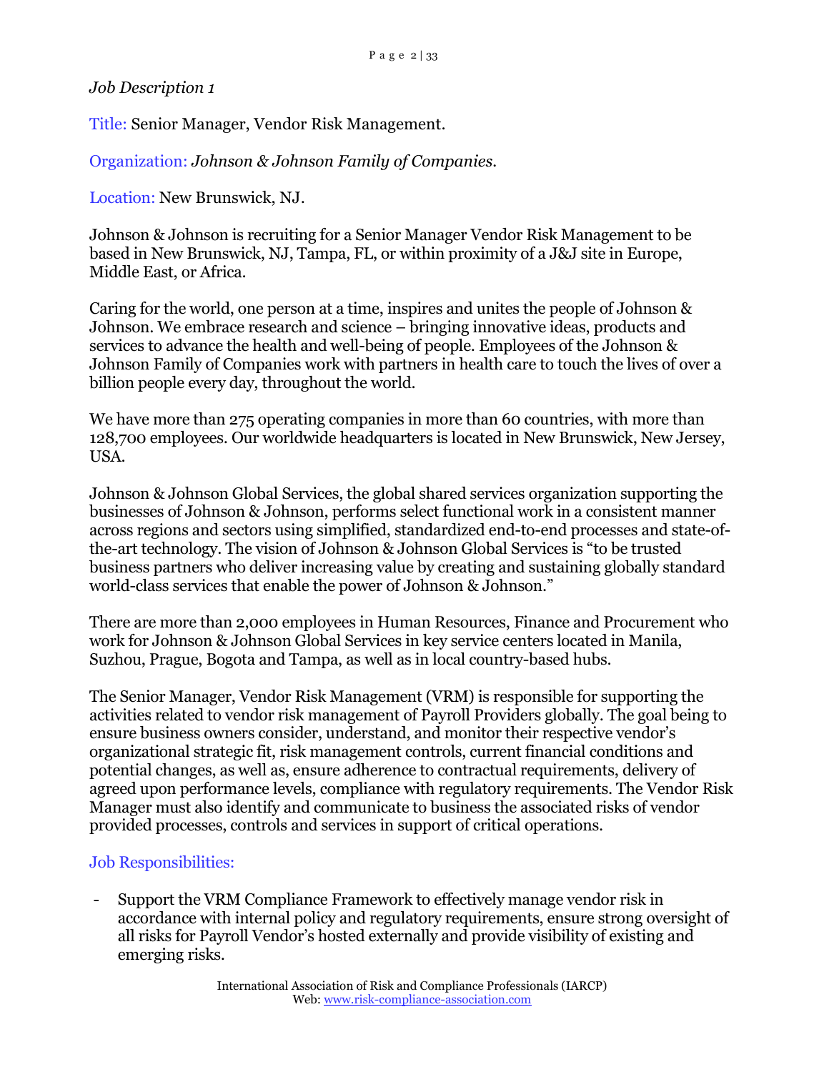*Job Description 1*

Title: Senior Manager, Vendor Risk Management.

Organization: *Johnson & Johnson Family of Companies.*

Location: New Brunswick, NJ.

Johnson & Johnson is recruiting for a Senior Manager Vendor Risk Management to be based in New Brunswick, NJ, Tampa, FL, or within proximity of a J&J site in Europe, Middle East, or Africa.

Caring for the world, one person at a time, inspires and unites the people of Johnson & Johnson. We embrace research and science – bringing innovative ideas, products and services to advance the health and well-being of people. Employees of the Johnson & Johnson Family of Companies work with partners in health care to touch the lives of over a billion people every day, throughout the world.

We have more than 275 operating companies in more than 60 countries, with more than 128,700 employees. Our worldwide headquarters is located in New Brunswick, New Jersey, USA.

Johnson & Johnson Global Services, the global shared services organization supporting the businesses of Johnson & Johnson, performs select functional work in a consistent manner across regions and sectors using simplified, standardized end-to-end processes and state-of-the-art technology. The vision of Johnson & Johnson Global Services is "to be trusted business partners who deliver increasing value by creating and sustaining globally standard world-class services that enable the power of Johnson & Johnson."

There are more than 2,000 employees in Human Resources, Finance and Procurement who work for Johnson & Johnson Global Services in key service centers located in Manila, Suzhou, Prague, Bogota and Tampa, as well as in local country-based hubs.

The Senior Manager, Vendor Risk Management (VRM) is responsible for supporting the activities related to vendor risk management of Payroll Providers globally. The goal being to ensure business owners consider, understand, and monitor their respective vendor's organizational strategic fit, risk management controls, current financial conditions and potential changes, as well as, ensure adherence to contractual requirements, delivery of agreed upon performance levels, compliance with regulatory requirements. The Vendor Risk Manager must also identify and communicate to business the associated risks of vendor provided processes, controls and services in support of critical operations.

Job Responsibilities:

- Support the VRM Compliance Framework to effectively manage vendor risk in accordance with internal policy and regulatory requirements, ensure strong oversight of all risks for Payroll Vendor's hosted externally and provide visibility of existing and emerging risks.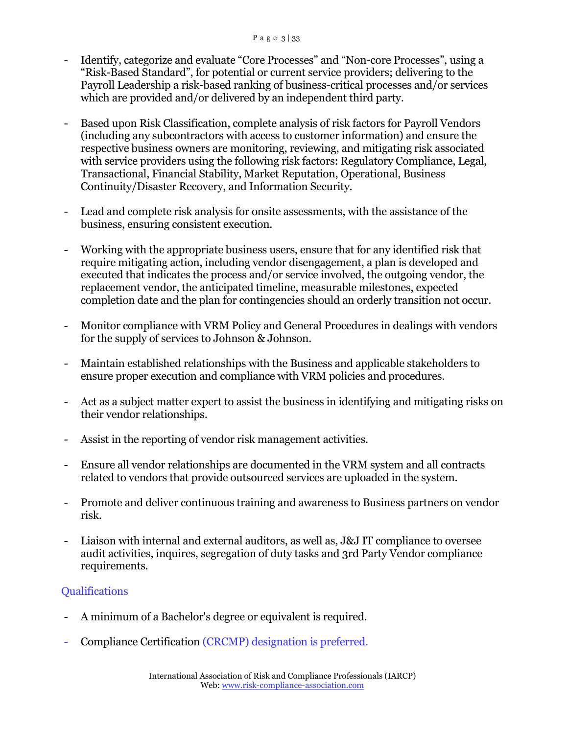- Identify, categorize and evaluate "Core Processes" and "Non-core Processes", using a "Risk-Based Standard", for potential or current service providers; delivering to the Payroll Leadership a risk-based ranking of business-critical processes and/or services which are provided and/or delivered by an independent third party.

- Based upon Risk Classification, complete analysis of risk factors for Payroll Vendors (including any subcontractors with access to customer information) and ensure the respective business owners are monitoring, reviewing, and mitigating risk associated with service providers using the following risk factors: Regulatory Compliance, Legal, Transactional, Financial Stability, Market Reputation, Operational, Business Continuity/Disaster Recovery, and Information Security.

- Lead and complete risk analysis for onsite assessments, with the assistance of the business, ensuring consistent execution.

- Working with the appropriate business users, ensure that for any identified risk that require mitigating action, including vendor disengagement, a plan is developed and executed that indicates the process and/or service involved, the outgoing vendor, the replacement vendor, the anticipated timeline, measurable milestones, expected completion date and the plan for contingencies should an orderly transition not occur.

- Monitor compliance with VRM Policy and General Procedures in dealings with vendors for the supply of services to Johnson & Johnson.

- Maintain established relationships with the Business and applicable stakeholders to ensure proper execution and compliance with VRM policies and procedures.

- Act as a subject matter expert to assist the business in identifying and mitigating risks on their vendor relationships.

- Assist in the reporting of vendor risk management activities.

- Ensure all vendor relationships are documented in the VRM system and all contracts related to vendors that provide outsourced services are uploaded in the system.

- Promote and deliver continuous training and awareness to Business partners on vendor risk.

- Liaison with internal and external auditors, as well as, J&J IT compliance to oversee audit activities, inquires, segregation of duty tasks and 3rd Party Vendor compliance requirements.

## Qualifications

- A minimum of a Bachelor's degree or equivalent is required.

- Compliance Certification (CRCMP) designation is preferred.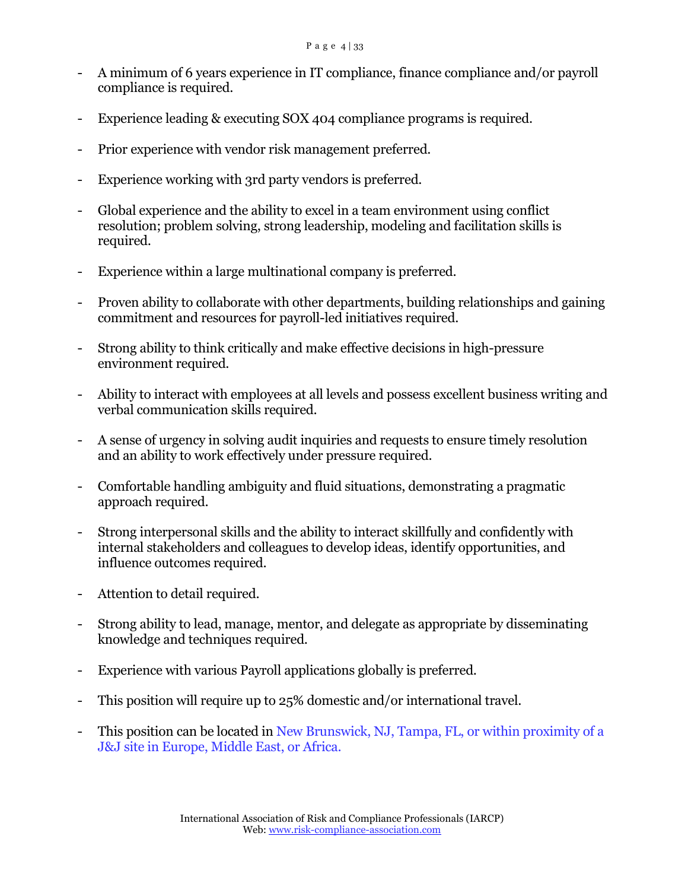- A minimum of 6 years experience in IT compliance, finance compliance and/or payroll compliance is required.

- Experience leading & executing SOX 404 compliance programs is required.

- Prior experience with vendor risk management preferred.

- Experience working with 3rd party vendors is preferred.

- Global experience and the ability to excel in a team environment using conflict resolution; problem solving, strong leadership, modeling and facilitation skills is required.

- Experience within a large multinational company is preferred.

- Proven ability to collaborate with other departments, building relationships and gaining commitment and resources for payroll-led initiatives required.

- Strong ability to think critically and make effective decisions in high-pressure environment required.

- Ability to interact with employees at all levels and possess excellent business writing and verbal communication skills required.

- A sense of urgency in solving audit inquiries and requests to ensure timely resolution and an ability to work effectively under pressure required.

- Comfortable handling ambiguity and fluid situations, demonstrating a pragmatic approach required.

- Strong interpersonal skills and the ability to interact skillfully and confidently with internal stakeholders and colleagues to develop ideas, identify opportunities, and influence outcomes required.

- Attention to detail required.

- Strong ability to lead, manage, mentor, and delegate as appropriate by disseminating knowledge and techniques required.

- Experience with various Payroll applications globally is preferred.

- This position will require up to 25% domestic and/or international travel.

- This position can be located in New Brunswick, NJ, Tampa, FL, or within proximity of a J&J site in Europe, Middle East, or Africa.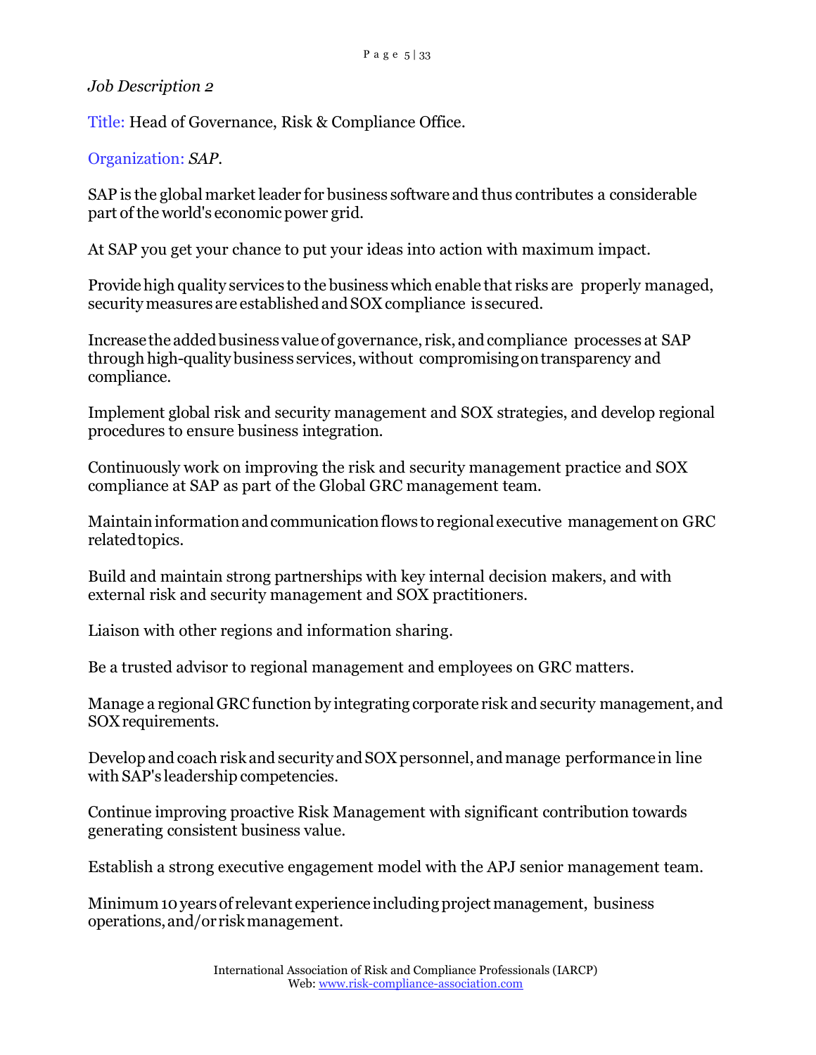*Job Description 2*

Title: Head of Governance, Risk & Compliance Office.

Organization: *SAP*.

SAP is the global market leader for business software and thus contributes a considerable part of the world's economic power grid.

At SAP you get your chance to put your ideas into action with maximum impact.

Provide high quality services to the business which enable that risks are properly managed, security measures are established and SOX compliance is secured.

Increase the added business value of governance, risk, and compliance processes at SAP through high-quality business services, without compromising on transparency and compliance.

Implement global risk and security management and SOX strategies, and develop regional procedures to ensure business integration.

Continuously work on improving the risk and security management practice and SOX compliance at SAP as part of the Global GRC management team.

Maintain information and communication flows to regional executive management on GRC related topics.

Build and maintain strong partnerships with key internal decision makers, and with external risk and security management and SOX practitioners.

Liaison with other regions and information sharing.

Be a trusted advisor to regional management and employees on GRC matters.

Manage a regional GRC function by integrating corporate risk and security management, and SOX requirements.

Develop and coach risk and security and SOX personnel, and manage performance in line with SAP's leadership competencies.

Continue improving proactive Risk Management with significant contribution towards generating consistent business value.

Establish a strong executive engagement model with the APJ senior management team.

Minimum 10 years of relevant experience including project management, business operations, and/or risk management.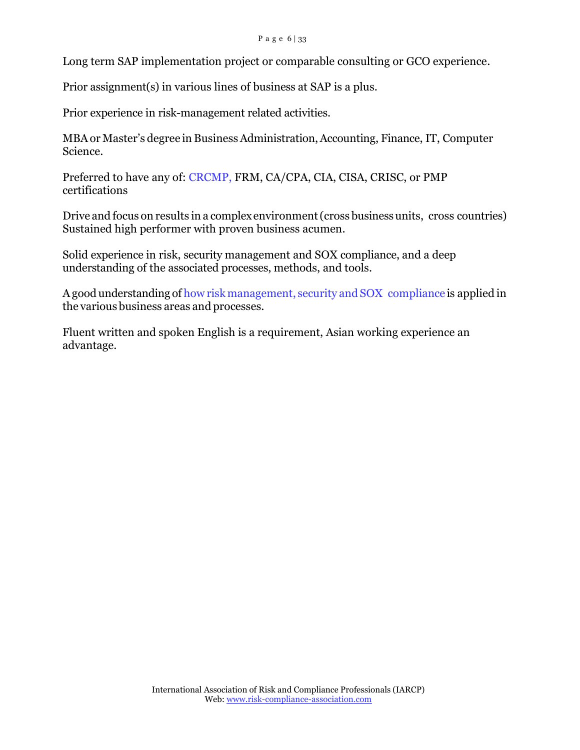Long term SAP implementation project or comparable consulting or GCO experience.

Prior assignment(s) in various lines of business at SAP is a plus.

Prior experience in risk-management related activities.

MBA or Master's degree in Business Administration, Accounting, Finance, IT, Computer Science.

Preferred to have any of: CRCMP, FRM, CA/CPA, CIA, CISA, CRISC, or PMP certifications

Drive and focus on results in a complex environment (cross business units, cross countries) Sustained high performer with proven business acumen.

Solid experience in risk, security management and SOX compliance, and a deep understanding of the associated processes, methods, and tools.

A good understanding of how risk management, security and SOX compliance is applied in the various business areas and processes.

Fluent written and spoken English is a requirement, Asian working experience an advantage.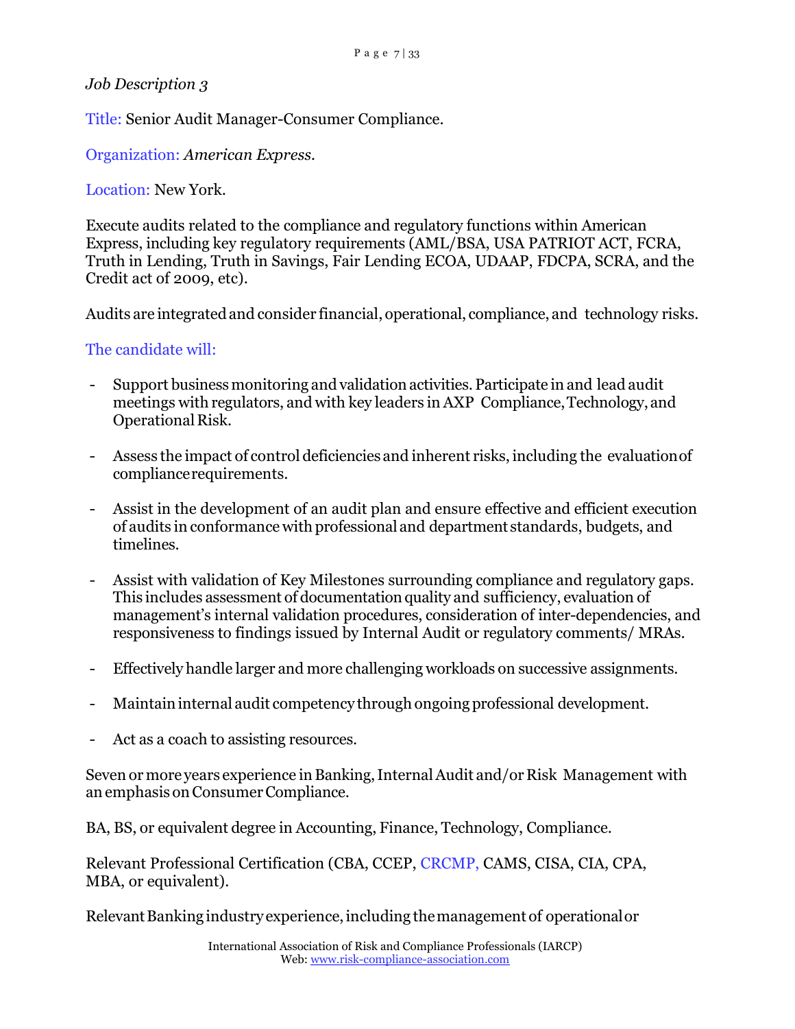*Job Description 3*

Title: Senior Audit Manager-Consumer Compliance.

Organization: *American Express.*

Location: New York.

Execute audits related to the compliance and regulatory functions within American Express, including key regulatory requirements (AML/BSA, USA PATRIOT ACT, FCRA, Truth in Lending, Truth in Savings, Fair Lending ECOA, UDAAP, FDCPA, SCRA, and the Credit act of 2009, etc).

Audits are integrated and consider financial, operational, compliance, and technology risks.

The candidate will:

- Support business monitoring and validation activities. Participate in and lead audit meetings with regulators, and with key leaders in AXP Compliance, Technology, and Operational Risk.

- Assess the impact of control deficiencies and inherent risks, including the evaluation of compliance requirements.

- Assist in the development of an audit plan and ensure effective and efficient execution of audits in conformance with professional and department standards, budgets, and timelines.

- Assist with validation of Key Milestones surrounding compliance and regulatory gaps. This includes assessment of documentation quality and sufficiency, evaluation of management's internal validation procedures, consideration of inter-dependencies, and responsiveness to findings issued by Internal Audit or regulatory comments/ MRAs.

- Effectively handle larger and more challenging workloads on successive assignments.

- Maintain internal audit competency through ongoing professional development.

- Act as a coach to assisting resources.

Seven or more years experience in Banking, Internal Audit and/or Risk Management with an emphasis on Consumer Compliance.

BA, BS, or equivalent degree in Accounting, Finance, Technology, Compliance.

Relevant Professional Certification (CBA, CCEP, CRCMP, CAMS, CISA, CIA, CPA, MBA, or equivalent).

Relevant Banking industry experience, including the management of operational or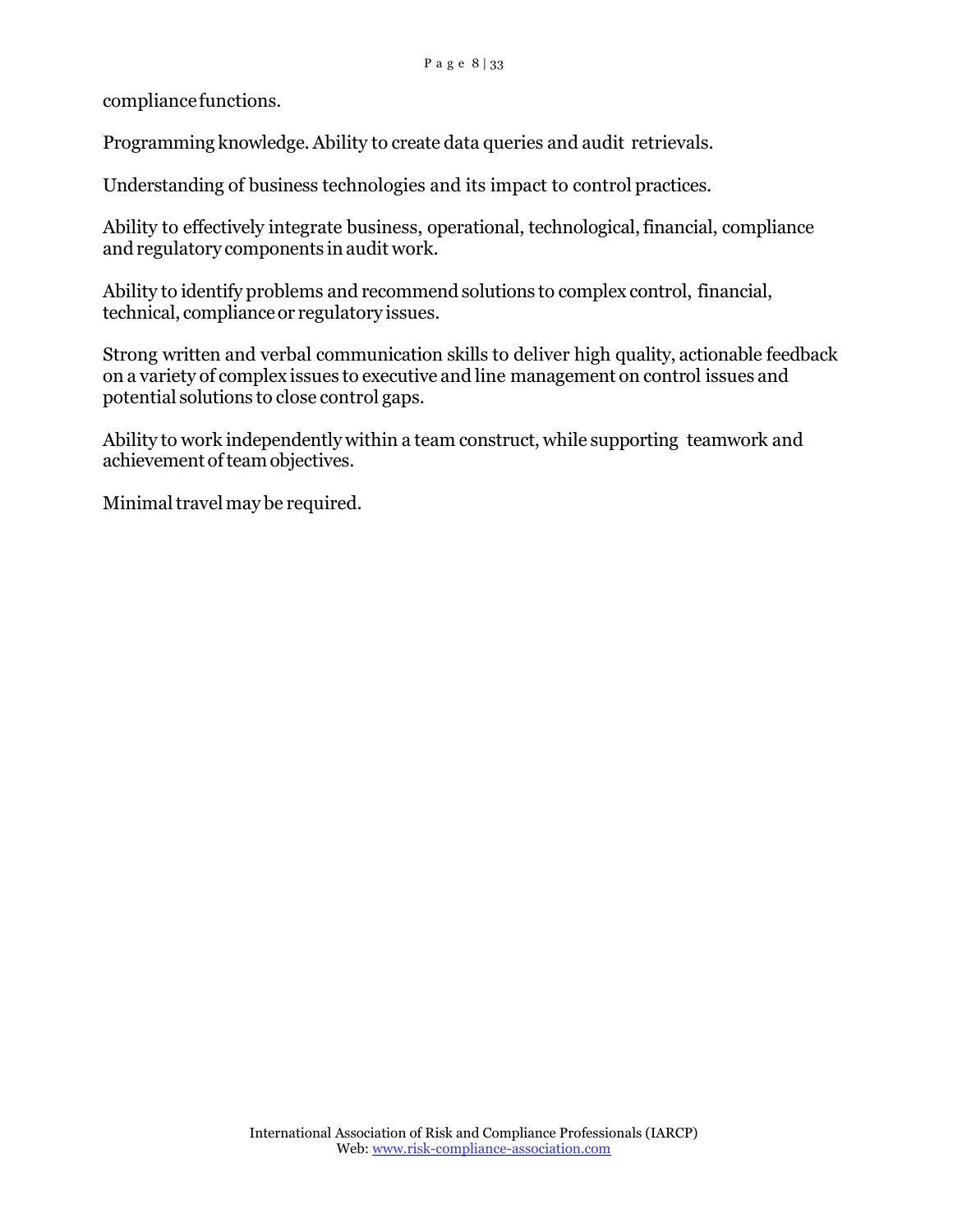compliance functions.

Programming knowledge. Ability to create data queries and audit retrievals.

Understanding of business technologies and its impact to control practices.

Ability to effectively integrate business, operational, technological, financial, compliance and regulatory components in audit work.

Ability to identify problems and recommend solutions to complex control, financial, technical, compliance or regulatory issues.

Strong written and verbal communication skills to deliver high quality, actionable feedback on a variety of complex issues to executive and line management on control issues and potential solutions to close control gaps.

Ability to work independently within a team construct, while supporting teamwork and achievement of team objectives.

Minimal travel may be required.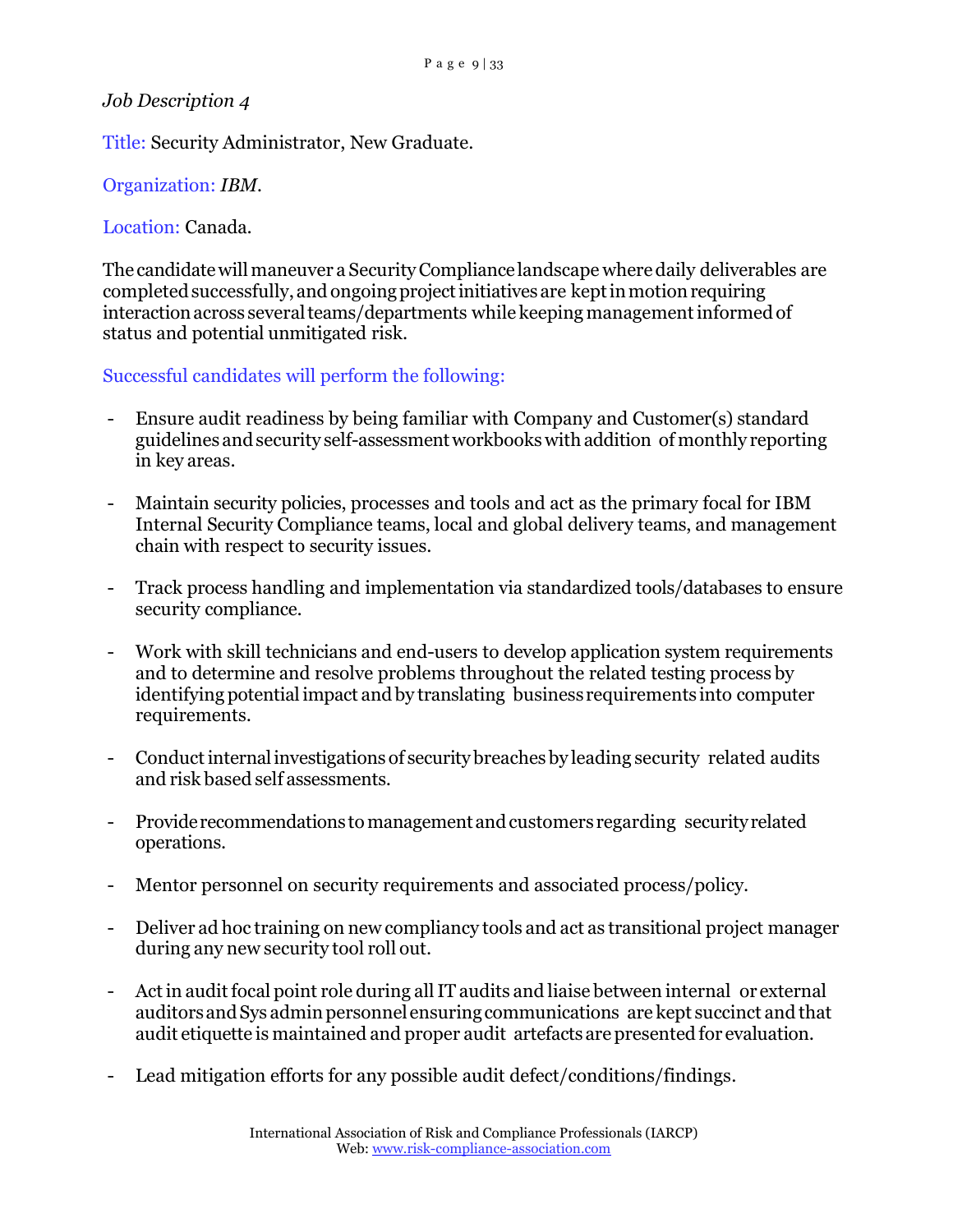*Job Description 4*

Title: Security Administrator, New Graduate.

Organization: *IBM*.

Location: Canada.

The candidate will maneuver a Security Compliance landscape where daily deliverables are completed successfully, and ongoing project initiatives are kept in motion requiring interaction across several teams/departments while keeping management informed of status and potential unmitigated risk.

Successful candidates will perform the following:

- Ensure audit readiness by being familiar with Company and Customer(s) standard guidelines and security self-assessment workbooks with addition of monthly reporting in key areas.

- Maintain security policies, processes and tools and act as the primary focal for IBM Internal Security Compliance teams, local and global delivery teams, and management chain with respect to security issues.

- Track process handling and implementation via standardized tools/databases to ensure security compliance.

- Work with skill technicians and end-users to develop application system requirements and to determine and resolve problems throughout the related testing process by identifying potential impact and by translating business requirements into computer requirements.

- Conduct internal investigations of security breaches by leading security related audits and risk based self assessments.

- Provide recommendations to management and customers regarding security related operations.

- Mentor personnel on security requirements and associated process/policy.

- Deliver ad hoc training on new compliancy tools and act as transitional project manager during any new security tool roll out.

- Act in audit focal point role during all IT audits and liaise between internal or external auditors and Sys admin personnel ensuring communications are kept succinct and that audit etiquette is maintained and proper audit artefacts are presented for evaluation.

- Lead mitigation efforts for any possible audit defect/conditions/findings.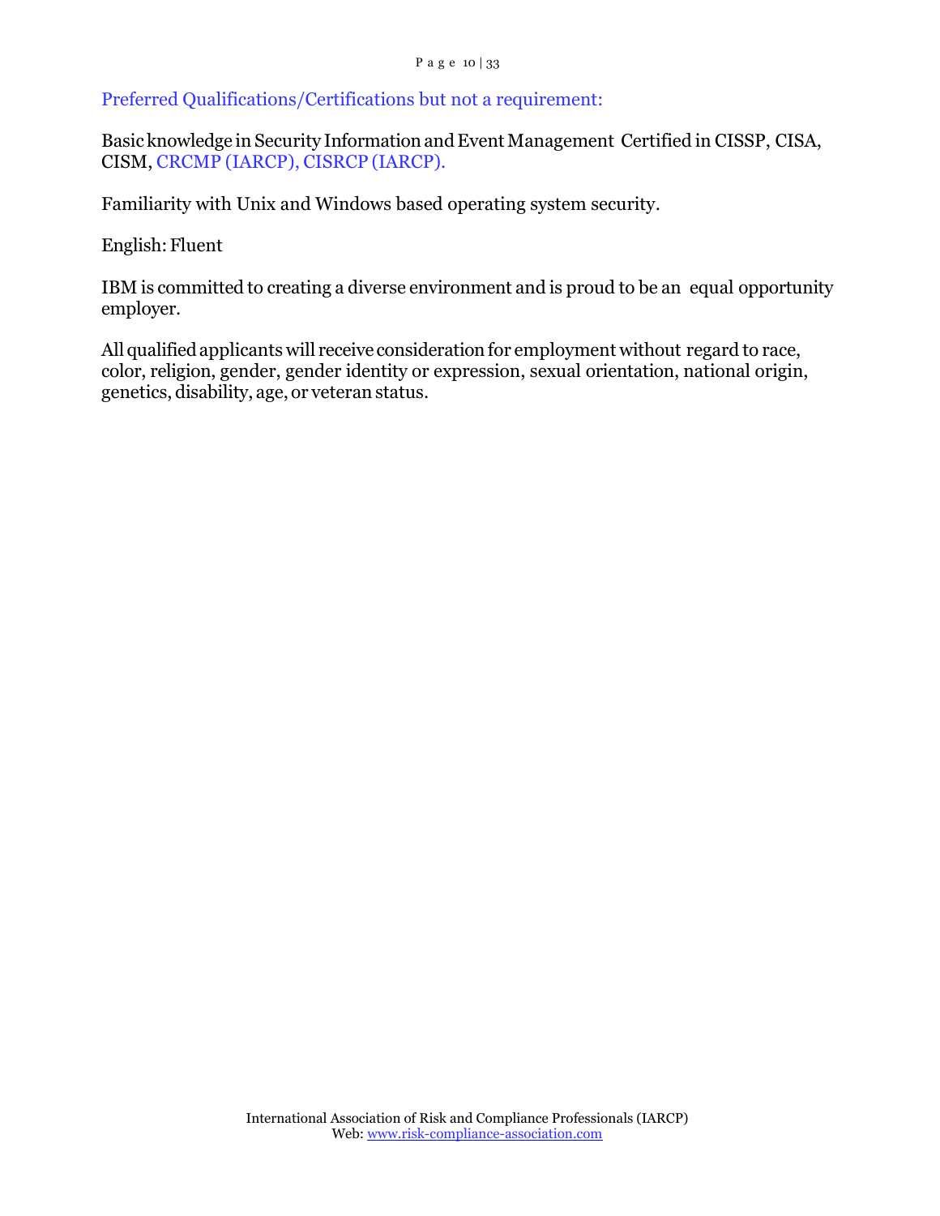Preferred Qualifications/Certifications but not a requirement:

Basic knowledge in Security Information and Event Management Certified in CISSP, CISA, CISM, CRCMP (IARCP), CISRCP (IARCP).

Familiarity with Unix and Windows based operating system security.

English: Fluent

IBM is committed to creating a diverse environment and is proud to be an equal opportunity employer.

All qualified applicants will receive consideration for employment without regard to race, color, religion, gender, gender identity or expression, sexual orientation, national origin, genetics, disability, age, or veteran status.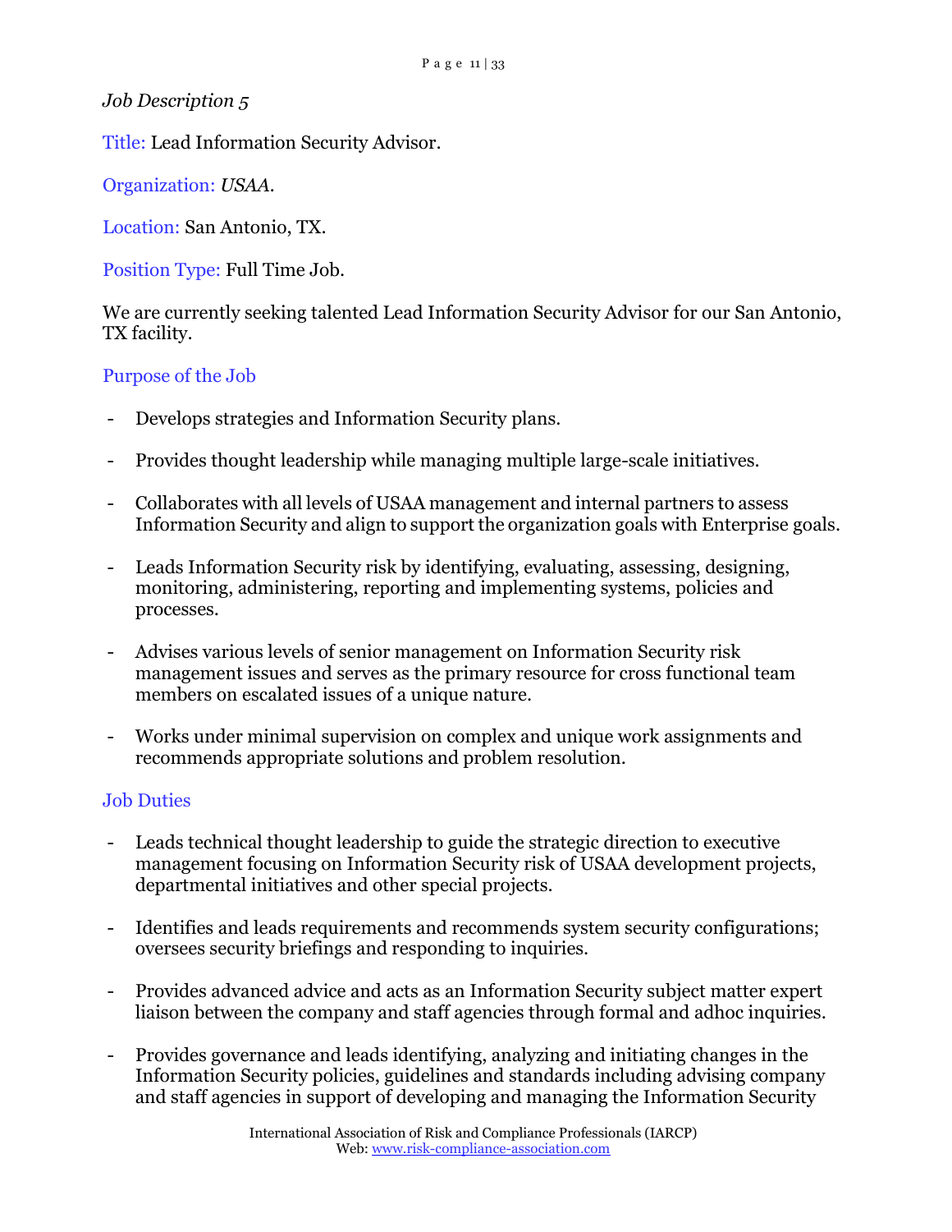*Job Description 5*

Title: Lead Information Security Advisor.

Organization: *USAA*.

Location: San Antonio, TX.

Position Type: Full Time Job.

We are currently seeking talented Lead Information Security Advisor for our San Antonio, TX facility.

## Purpose of the Job

- Develops strategies and Information Security plans.
- Provides thought leadership while managing multiple large-scale initiatives.
- Collaborates with all levels of USAA management and internal partners to assess Information Security and align to support the organization goals with Enterprise goals.
- Leads Information Security risk by identifying, evaluating, assessing, designing, monitoring, administering, reporting and implementing systems, policies and processes.
- Advises various levels of senior management on Information Security risk management issues and serves as the primary resource for cross functional team members on escalated issues of a unique nature.
- Works under minimal supervision on complex and unique work assignments and recommends appropriate solutions and problem resolution.

## Job Duties

- Leads technical thought leadership to guide the strategic direction to executive management focusing on Information Security risk of USAA development projects, departmental initiatives and other special projects.
- Identifies and leads requirements and recommends system security configurations; oversees security briefings and responding to inquiries.
- Provides advanced advice and acts as an Information Security subject matter expert liaison between the company and staff agencies through formal and adhoc inquiries.
- Provides governance and leads identifying, analyzing and initiating changes in the Information Security policies, guidelines and standards including advising company and staff agencies in support of developing and managing the Information Security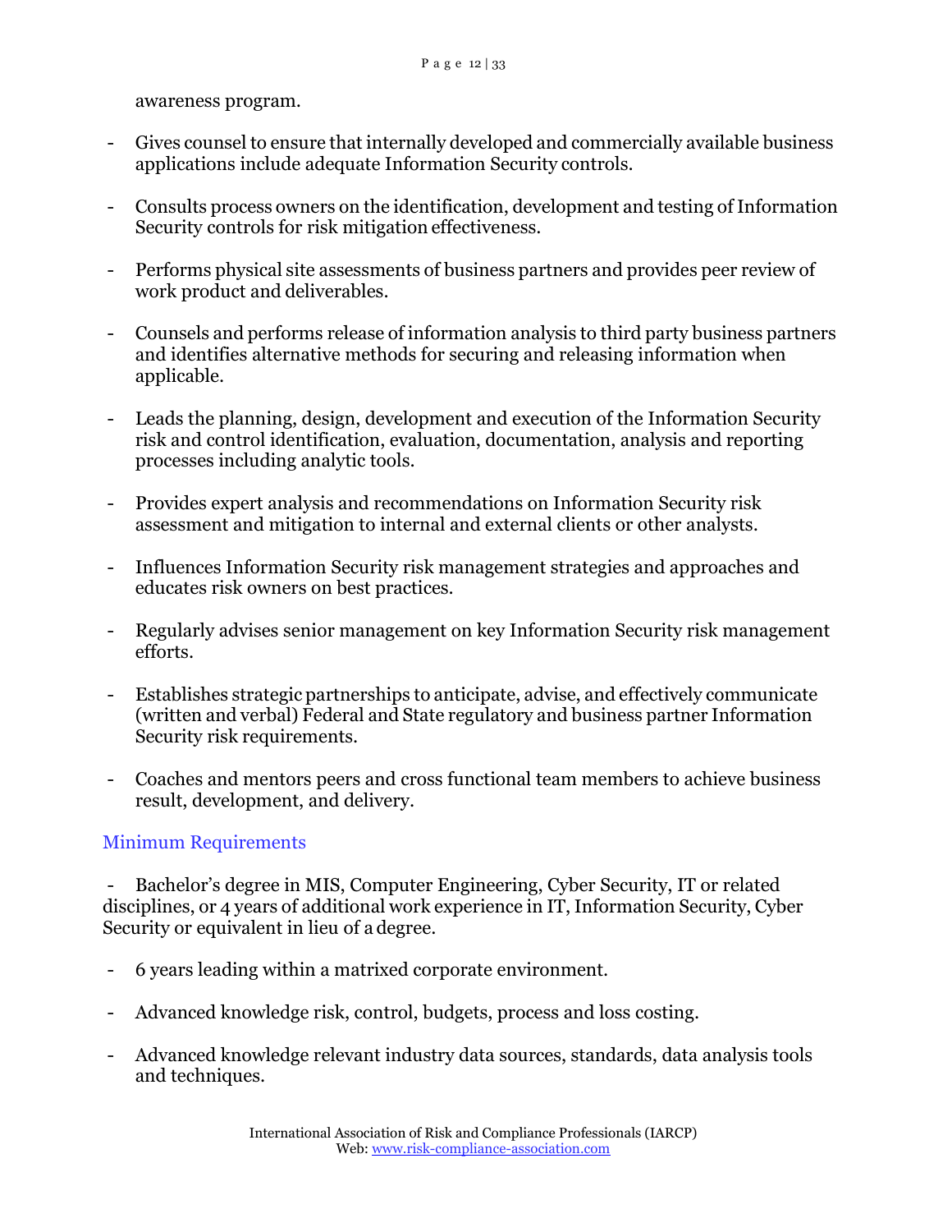awareness program.

- Gives counsel to ensure that internally developed and commercially available business applications include adequate Information Security controls.

- Consults process owners on the identification, development and testing of Information Security controls for risk mitigation effectiveness.

- Performs physical site assessments of business partners and provides peer review of work product and deliverables.

- Counsels and performs release of information analysis to third party business partners and identifies alternative methods for securing and releasing information when applicable.

- Leads the planning, design, development and execution of the Information Security risk and control identification, evaluation, documentation, analysis and reporting processes including analytic tools.

- Provides expert analysis and recommendations on Information Security risk assessment and mitigation to internal and external clients or other analysts.

- Influences Information Security risk management strategies and approaches and educates risk owners on best practices.

- Regularly advises senior management on key Information Security risk management efforts.

- Establishes strategic partnerships to anticipate, advise, and effectively communicate (written and verbal) Federal and State regulatory and business partner Information Security risk requirements.

- Coaches and mentors peers and cross functional team members to achieve business result, development, and delivery.

## Minimum Requirements

- Bachelor's degree in MIS, Computer Engineering, Cyber Security, IT or related disciplines, or 4 years of additional work experience in IT, Information Security, Cyber Security or equivalent in lieu of a degree.

- 6 years leading within a matrixed corporate environment.

- Advanced knowledge risk, control, budgets, process and loss costing.

- Advanced knowledge relevant industry data sources, standards, data analysis tools and techniques.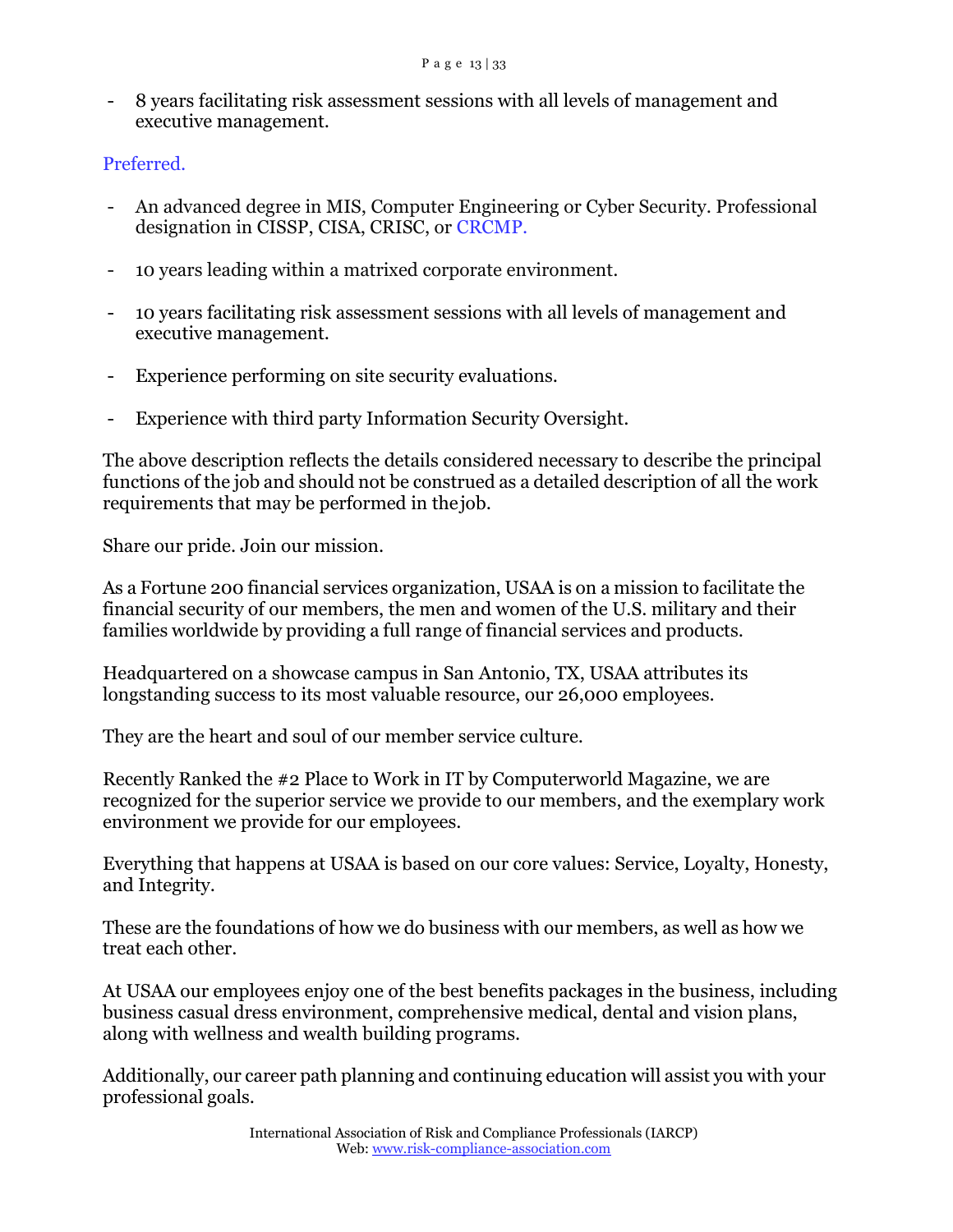- 8 years facilitating risk assessment sessions with all levels of management and executive management.

Preferred.

- An advanced degree in MIS, Computer Engineering or Cyber Security. Professional designation in CISSP, CISA, CRISC, or CRCMP.

- 10 years leading within a matrixed corporate environment.

- 10 years facilitating risk assessment sessions with all levels of management and executive management.

- Experience performing on site security evaluations.

- Experience with third party Information Security Oversight.

The above description reflects the details considered necessary to describe the principal functions of the job and should not be construed as a detailed description of all the work requirements that may be performed in the job.

Share our pride. Join our mission.

As a Fortune 200 financial services organization, USAA is on a mission to facilitate the financial security of our members, the men and women of the U.S. military and their families worldwide by providing a full range of financial services and products.

Headquartered on a showcase campus in San Antonio, TX, USAA attributes its longstanding success to its most valuable resource, our 26,000 employees.

They are the heart and soul of our member service culture.

Recently Ranked the #2 Place to Work in IT by Computerworld Magazine, we are recognized for the superior service we provide to our members, and the exemplary work environment we provide for our employees.

Everything that happens at USAA is based on our core values: Service, Loyalty, Honesty, and Integrity.

These are the foundations of how we do business with our members, as well as how we treat each other.

At USAA our employees enjoy one of the best benefits packages in the business, including business casual dress environment, comprehensive medical, dental and vision plans, along with wellness and wealth building programs.

Additionally, our career path planning and continuing education will assist you with your professional goals.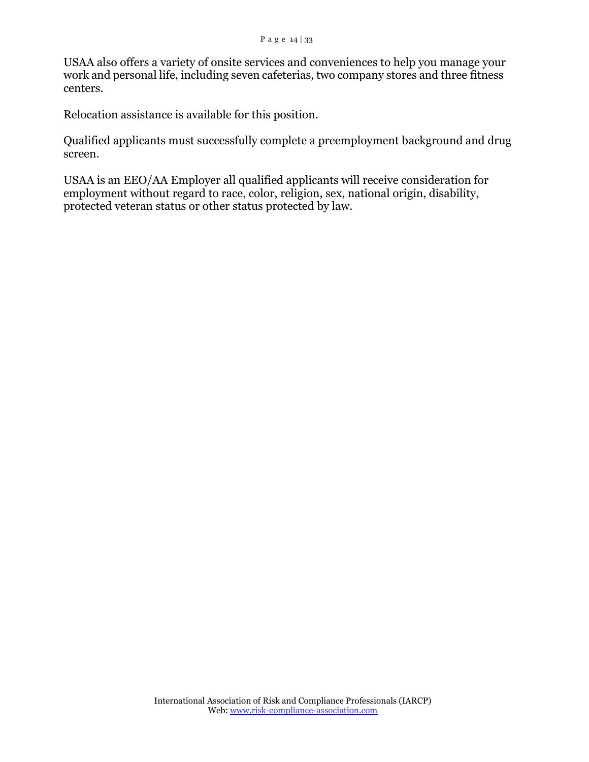USAA also offers a variety of onsite services and conveniences to help you manage your work and personal life, including seven cafeterias, two company stores and three fitness centers.

Relocation assistance is available for this position.

Qualified applicants must successfully complete a preemployment background and drug screen.

USAA is an EEO/AA Employer all qualified applicants will receive consideration for employment without regard to race, color, religion, sex, national origin, disability, protected veteran status or other status protected by law.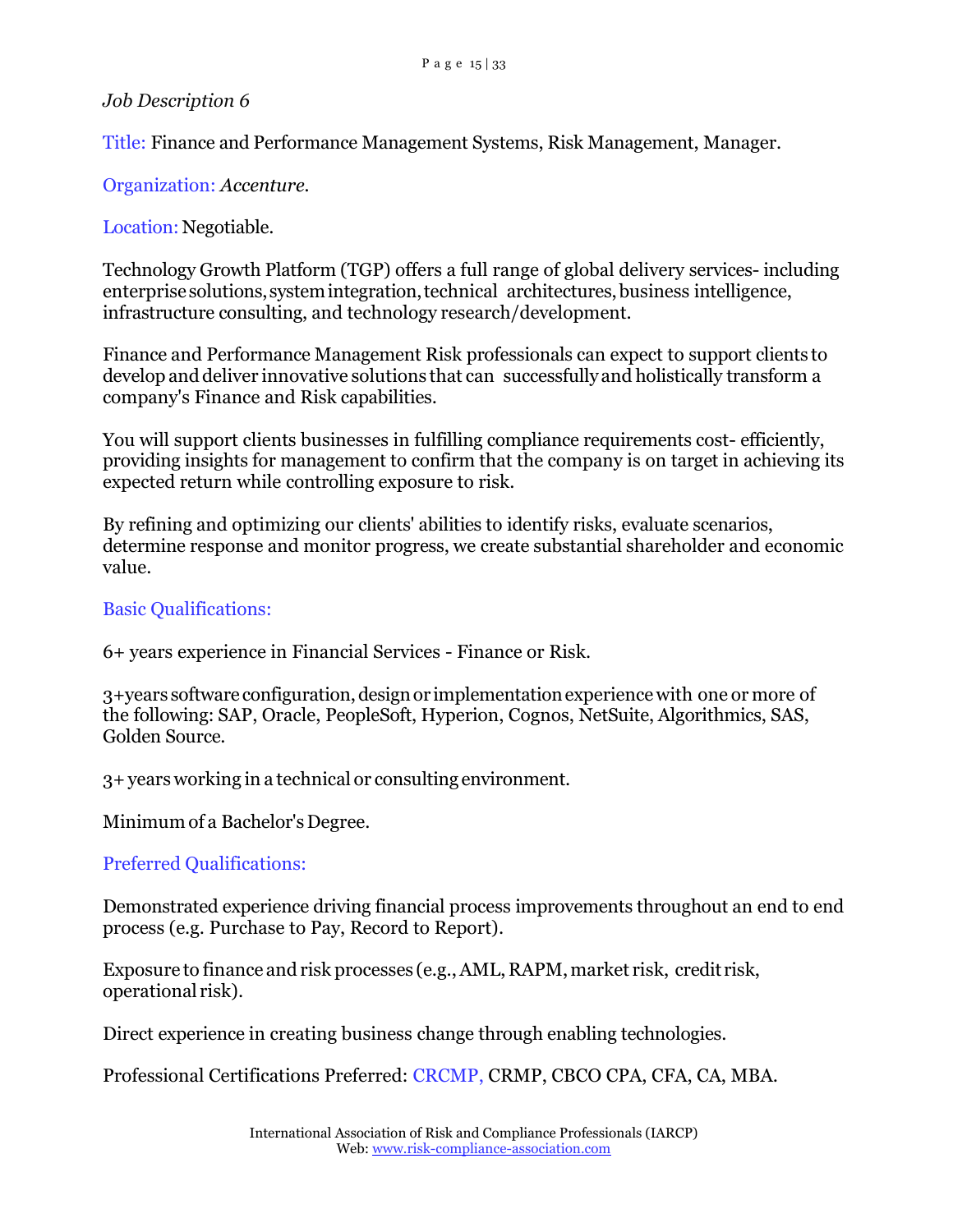*Job Description 6*

Title: Finance and Performance Management Systems, Risk Management, Manager.

Organization: *Accenture.*

Location: Negotiable.

Technology Growth Platform (TGP) offers a full range of global delivery services- including enterprise solutions, system integration, technical architectures, business intelligence, infrastructure consulting, and technology research/development.

Finance and Performance Management Risk professionals can expect to support clients to develop and deliver innovative solutions that can successfully and holistically transform a company's Finance and Risk capabilities.

You will support clients businesses in fulfilling compliance requirements cost- efficiently, providing insights for management to confirm that the company is on target in achieving its expected return while controlling exposure to risk.

By refining and optimizing our clients' abilities to identify risks, evaluate scenarios, determine response and monitor progress, we create substantial shareholder and economic value.

Basic Qualifications:

6+ years experience in Financial Services - Finance or Risk.

3+years software configuration, design or implementation experience with one or more of the following: SAP, Oracle, PeopleSoft, Hyperion, Cognos, NetSuite, Algorithmics, SAS, Golden Source.

3+ years working in a technical or consulting environment.

Minimum of a Bachelor's Degree.

Preferred Qualifications:

Demonstrated experience driving financial process improvements throughout an end to end process (e.g. Purchase to Pay, Record to Report).

Exposure to finance and risk processes (e.g., AML, RAPM, market risk, credit risk, operational risk).

Direct experience in creating business change through enabling technologies.

Professional Certifications Preferred: CRCMP, CRMP, CBCO CPA, CFA, CA, MBA.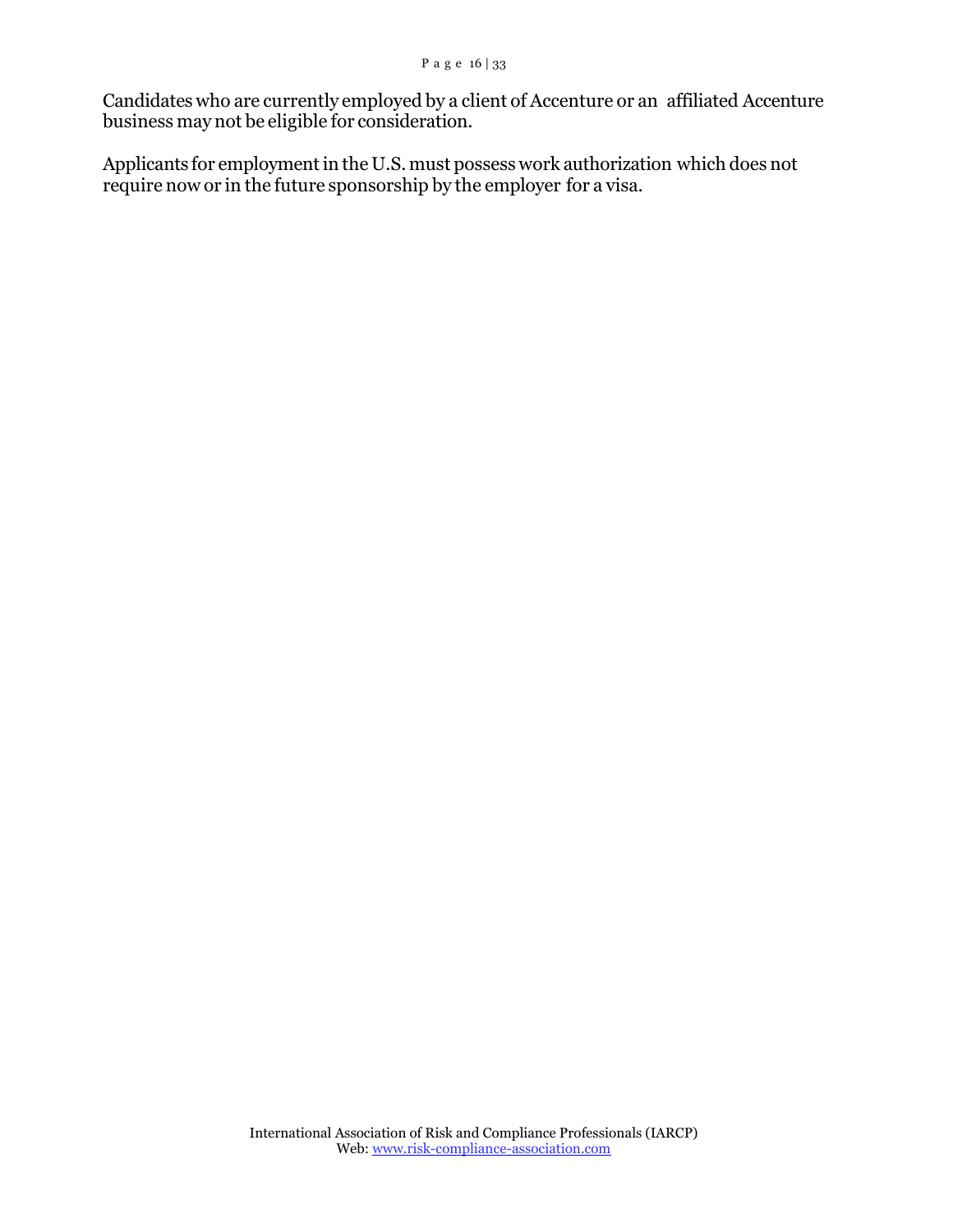Candidates who are currently employed by a client of Accenture or an affiliated Accenture business may not be eligible for consideration.

Applicants for employment in the U.S. must possess work authorization which does not require now or in the future sponsorship by the employer for a visa.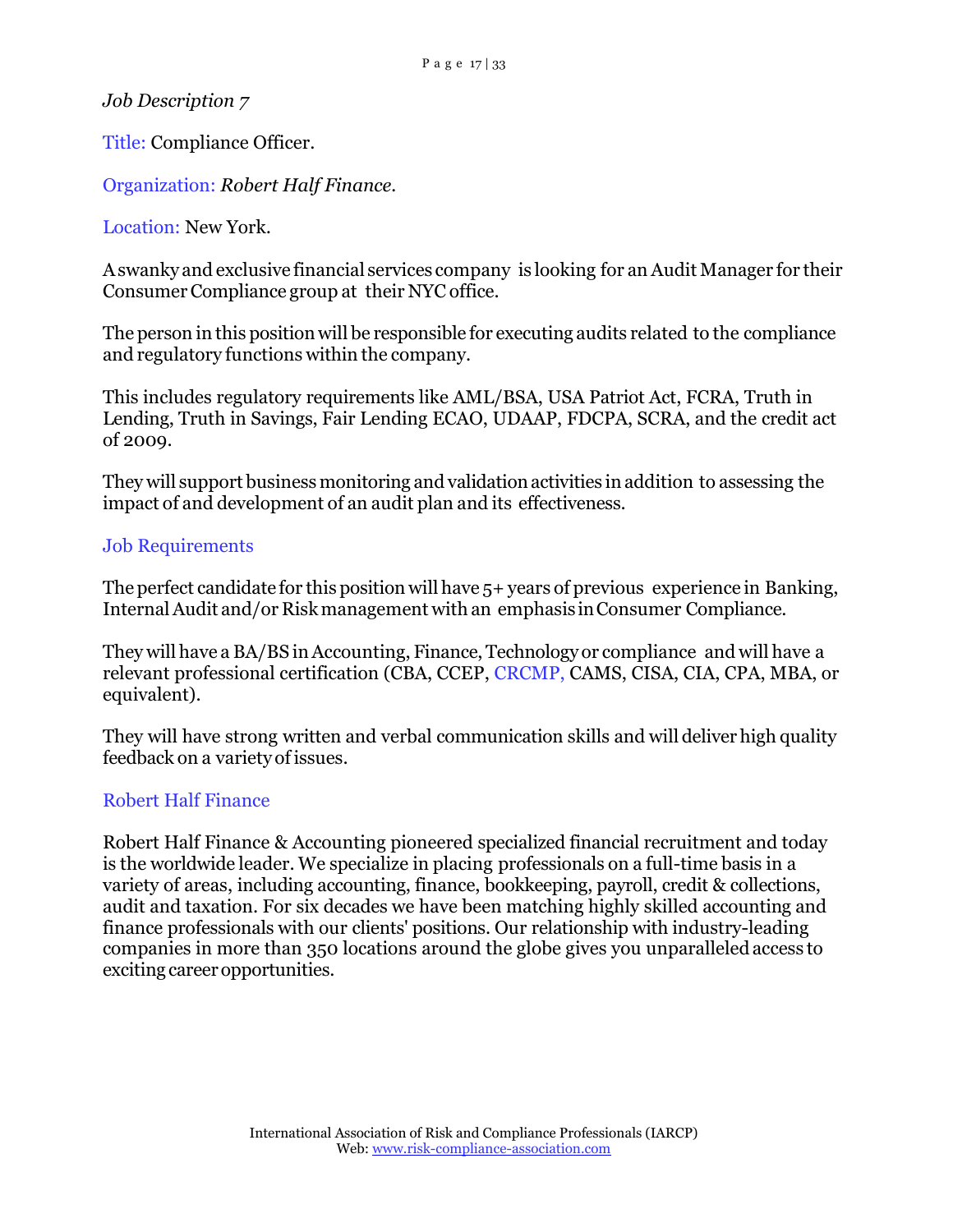*Job Description 7*

Title: Compliance Officer.

Organization: *Robert Half Finance.*

Location: New York.

A swanky and exclusive financial services company is looking for an Audit Manager for their Consumer Compliance group at their NYC office.

The person in this position will be responsible for executing audits related to the compliance and regulatory functions within the company.

This includes regulatory requirements like AML/BSA, USA Patriot Act, FCRA, Truth in Lending, Truth in Savings, Fair Lending ECAO, UDAAP, FDCPA, SCRA, and the credit act of 2009.

They will support business monitoring and validation activities in addition to assessing the impact of and development of an audit plan and its effectiveness.

## Job Requirements

The perfect candidate for this position will have 5+ years of previous experience in Banking, Internal Audit and/or Risk management with an emphasis in Consumer Compliance.

They will have a BA/BS in Accounting, Finance, Technology or compliance and will have a relevant professional certification (CBA, CCEP, CRCMP, CAMS, CISA, CIA, CPA, MBA, or equivalent).

They will have strong written and verbal communication skills and will deliver high quality feedback on a variety of issues.

## Robert Half Finance

Robert Half Finance & Accounting pioneered specialized financial recruitment and today is the worldwide leader. We specialize in placing professionals on a full-time basis in a variety of areas, including accounting, finance, bookkeeping, payroll, credit & collections, audit and taxation. For six decades we have been matching highly skilled accounting and finance professionals with our clients' positions. Our relationship with industry-leading companies in more than 350 locations around the globe gives you unparalleled access to exciting career opportunities.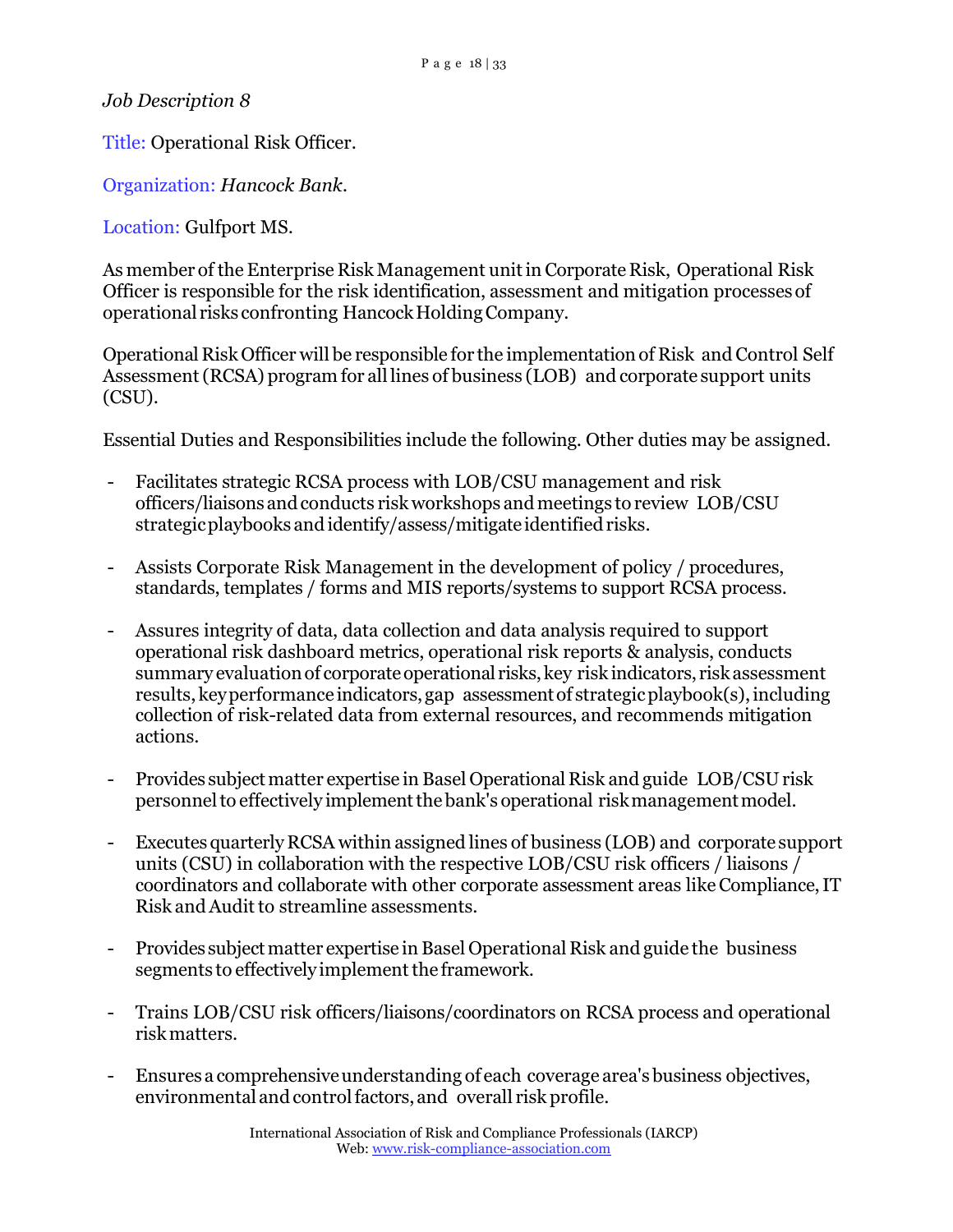*Job Description 8*

Title: Operational Risk Officer.

Organization: *Hancock Bank*.

Location: Gulfport MS.

As member of the Enterprise Risk Management unit in Corporate Risk, Operational Risk Officer is responsible for the risk identification, assessment and mitigation processes of operational risks confronting Hancock Holding Company.

Operational Risk Officer will be responsible for the implementation of Risk and Control Self Assessment (RCSA) program for all lines of business (LOB) and corporate support units (CSU).

Essential Duties and Responsibilities include the following. Other duties may be assigned.

- Facilitates strategic RCSA process with LOB/CSU management and risk officers/liaisons and conducts risk workshops and meetings to review LOB/CSU strategic playbooks and identify/assess/mitigate identified risks.

- Assists Corporate Risk Management in the development of policy / procedures, standards, templates / forms and MIS reports/systems to support RCSA process.

- Assures integrity of data, data collection and data analysis required to support operational risk dashboard metrics, operational risk reports & analysis, conducts summary evaluation of corporate operational risks, key risk indicators, risk assessment results, key performance indicators, gap assessment of strategic playbook(s), including collection of risk-related data from external resources, and recommends mitigation actions.

- Provides subject matter expertise in Basel Operational Risk and guide LOB/CSU risk personnel to effectively implement the bank's operational risk management model.

- Executes quarterly RCSA within assigned lines of business (LOB) and corporate support units (CSU) in collaboration with the respective LOB/CSU risk officers / liaisons / coordinators and collaborate with other corporate assessment areas like Compliance, IT Risk and Audit to streamline assessments.

- Provides subject matter expertise in Basel Operational Risk and guide the business segments to effectively implement the framework.

- Trains LOB/CSU risk officers/liaisons/coordinators on RCSA process and operational risk matters.

- Ensures a comprehensive understanding of each coverage area's business objectives, environmental and control factors, and overall risk profile.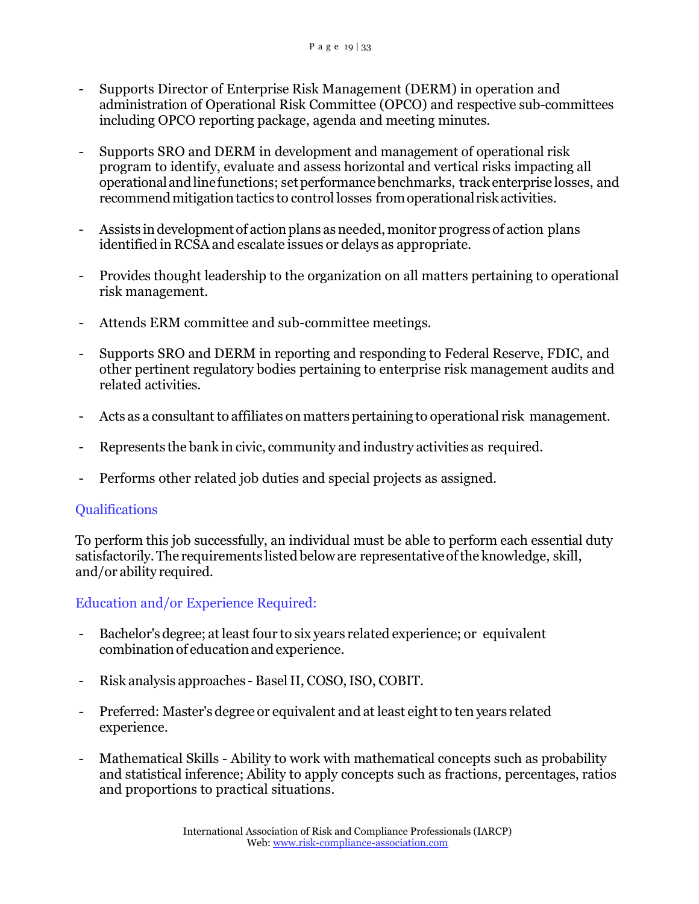- Supports Director of Enterprise Risk Management (DERM) in operation and administration of Operational Risk Committee (OPCO) and respective sub-committees including OPCO reporting package, agenda and meeting minutes.

- Supports SRO and DERM in development and management of operational risk program to identify, evaluate and assess horizontal and vertical risks impacting all operational and line functions; set performance benchmarks, track enterprise losses, and recommend mitigation tactics to control losses from operational risk activities.

- Assists in development of action plans as needed, monitor progress of action plans identified in RCSA and escalate issues or delays as appropriate.

- Provides thought leadership to the organization on all matters pertaining to operational risk management.

- Attends ERM committee and sub-committee meetings.

- Supports SRO and DERM in reporting and responding to Federal Reserve, FDIC, and other pertinent regulatory bodies pertaining to enterprise risk management audits and related activities.

- Acts as a consultant to affiliates on matters pertaining to operational risk management.

- Represents the bank in civic, community and industry activities as required.

- Performs other related job duties and special projects as assigned.

## Qualifications

To perform this job successfully, an individual must be able to perform each essential duty satisfactorily. The requirements listed below are representative of the knowledge, skill, and/or ability required.

## Education and/or Experience Required:

- Bachelor's degree; at least four to six years related experience; or equivalent combination of education and experience.

- Risk analysis approaches - Basel II, COSO, ISO, COBIT.

- Preferred: Master's degree or equivalent and at least eight to ten years related experience.

- Mathematical Skills - Ability to work with mathematical concepts such as probability and statistical inference; Ability to apply concepts such as fractions, percentages, ratios and proportions to practical situations.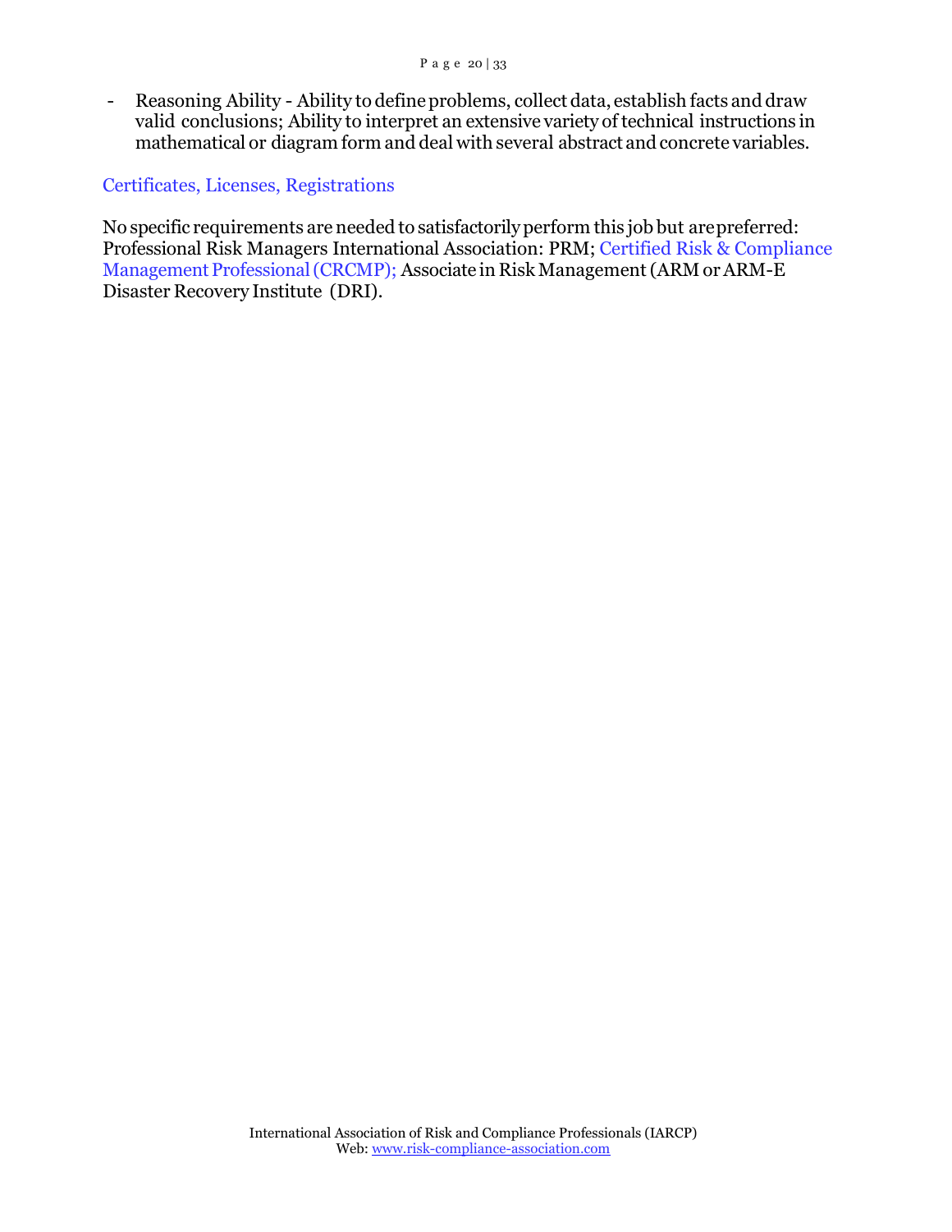- Reasoning Ability - Ability to define problems, collect data, establish facts and draw valid conclusions; Ability to interpret an extensive variety of technical instructions in mathematical or diagram form and deal with several abstract and concrete variables.

### Certificates, Licenses, Registrations

No specific requirements are needed to satisfactorily perform this job but are preferred: Professional Risk Managers International Association: PRM; Certified Risk & Compliance Management Professional (CRCMP); Associate in Risk Management (ARM or ARM-E Disaster Recovery Institute (DRI).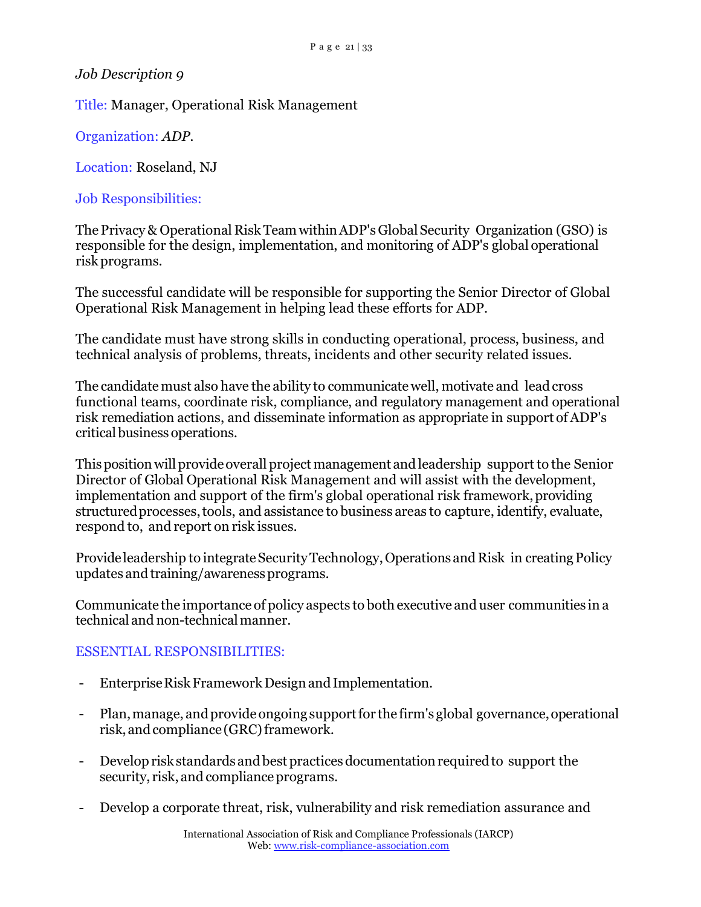*Job Description 9*

Title: Manager, Operational Risk Management

Organization: *ADP.*

Location: Roseland, NJ

Job Responsibilities:

The Privacy & Operational Risk Team within ADP's Global Security Organization (GSO) is responsible for the design, implementation, and monitoring of ADP's global operational risk programs.

The successful candidate will be responsible for supporting the Senior Director of Global Operational Risk Management in helping lead these efforts for ADP.

The candidate must have strong skills in conducting operational, process, business, and technical analysis of problems, threats, incidents and other security related issues.

The candidate must also have the ability to communicate well, motivate and lead cross functional teams, coordinate risk, compliance, and regulatory management and operational risk remediation actions, and disseminate information as appropriate in support of ADP's critical business operations.

This position will provide overall project management and leadership support to the Senior Director of Global Operational Risk Management and will assist with the development, implementation and support of the firm's global operational risk framework, providing structured processes, tools, and assistance to business areas to capture, identify, evaluate, respond to, and report on risk issues.

Provide leadership to integrate Security Technology, Operations and Risk in creating Policy updates and training/awareness programs.

Communicate the importance of policy aspects to both executive and user communities in a technical and non-technical manner.

ESSENTIAL RESPONSIBILITIES:

- Enterprise Risk Framework Design and Implementation.
- Plan, manage, and provide ongoing support for the firm's global governance, operational risk, and compliance (GRC) framework.
- Develop risk standards and best practices documentation required to support the security, risk, and compliance programs.
- Develop a corporate threat, risk, vulnerability and risk remediation assurance and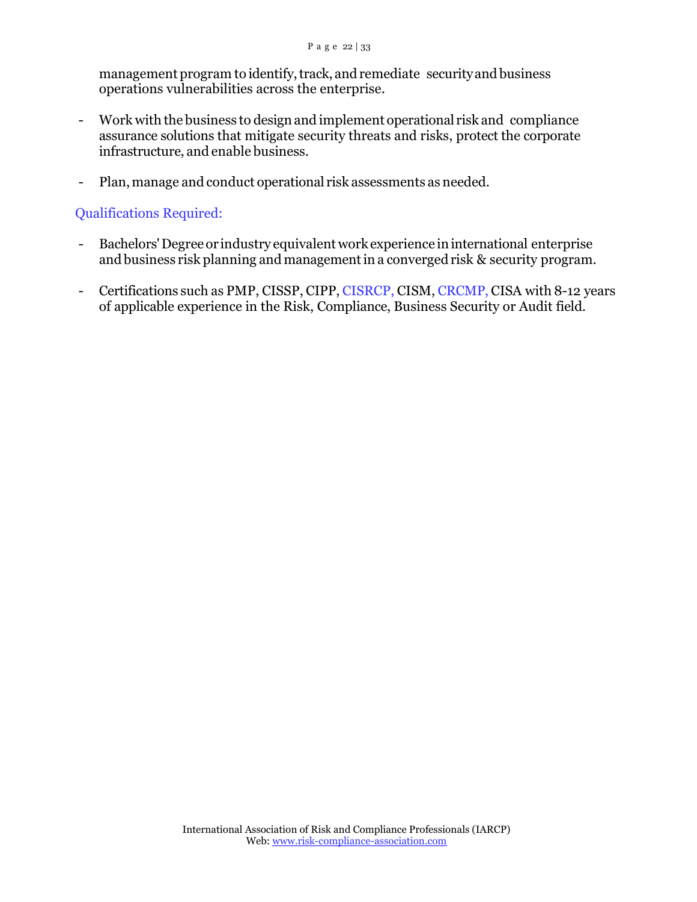management program to identify, track, and remediate security and business operations vulnerabilities across the enterprise.

- Work with the business to design and implement operational risk and compliance assurance solutions that mitigate security threats and risks, protect the corporate infrastructure, and enable business.

- Plan, manage and conduct operational risk assessments as needed.

## Qualifications Required:

- Bachelors' Degree or industry equivalent work experience in international enterprise and business risk planning and management in a converged risk & security program.

- Certifications such as PMP, CISSP, CIPP, CISRCP, CISM, CRCMP, CISA with 8-12 years of applicable experience in the Risk, Compliance, Business Security or Audit field.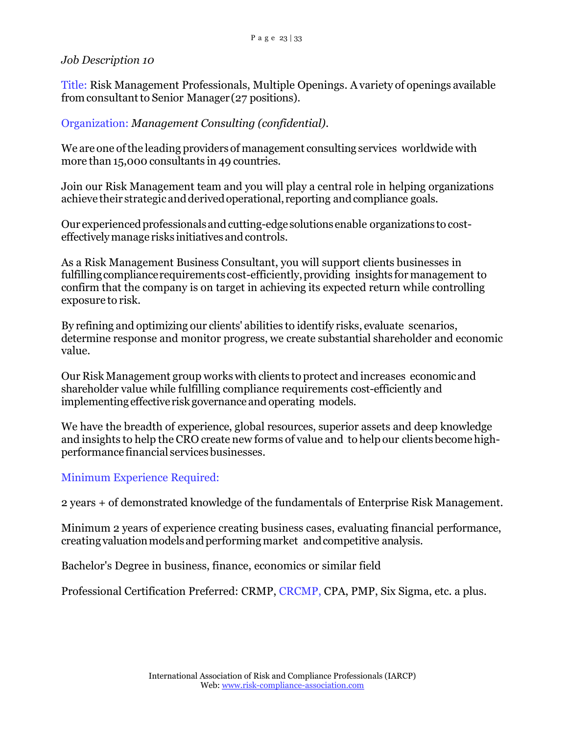*Job Description 10*

Title: Risk Management Professionals, Multiple Openings. A variety of openings available from consultant to Senior Manager (27 positions).

Organization: *Management Consulting (confidential).*

We are one of the leading providers of management consulting services worldwide with more than 15,000 consultants in 49 countries.

Join our Risk Management team and you will play a central role in helping organizations achieve their strategic and derived operational, reporting and compliance goals.

Our experienced professionals and cutting-edge solutions enable organizations to cost-effectively manage risks initiatives and controls.

As a Risk Management Business Consultant, you will support clients businesses in fulfilling compliance requirements cost-efficiently, providing insights for management to confirm that the company is on target in achieving its expected return while controlling exposure to risk.

By refining and optimizing our clients' abilities to identify risks, evaluate scenarios, determine response and monitor progress, we create substantial shareholder and economic value.

Our Risk Management group works with clients to protect and increases economic and shareholder value while fulfilling compliance requirements cost-efficiently and implementing effective risk governance and operating models.

We have the breadth of experience, global resources, superior assets and deep knowledge and insights to help the CRO create new forms of value and to help our clients become high-performance financial services businesses.

Minimum Experience Required:

2 years + of demonstrated knowledge of the fundamentals of Enterprise Risk Management.

Minimum 2 years of experience creating business cases, evaluating financial performance, creating valuation models and performing market and competitive analysis.

Bachelor's Degree in business, finance, economics or similar field

Professional Certification Preferred: CRMP, CRCMP, CPA, PMP, Six Sigma, etc. a plus.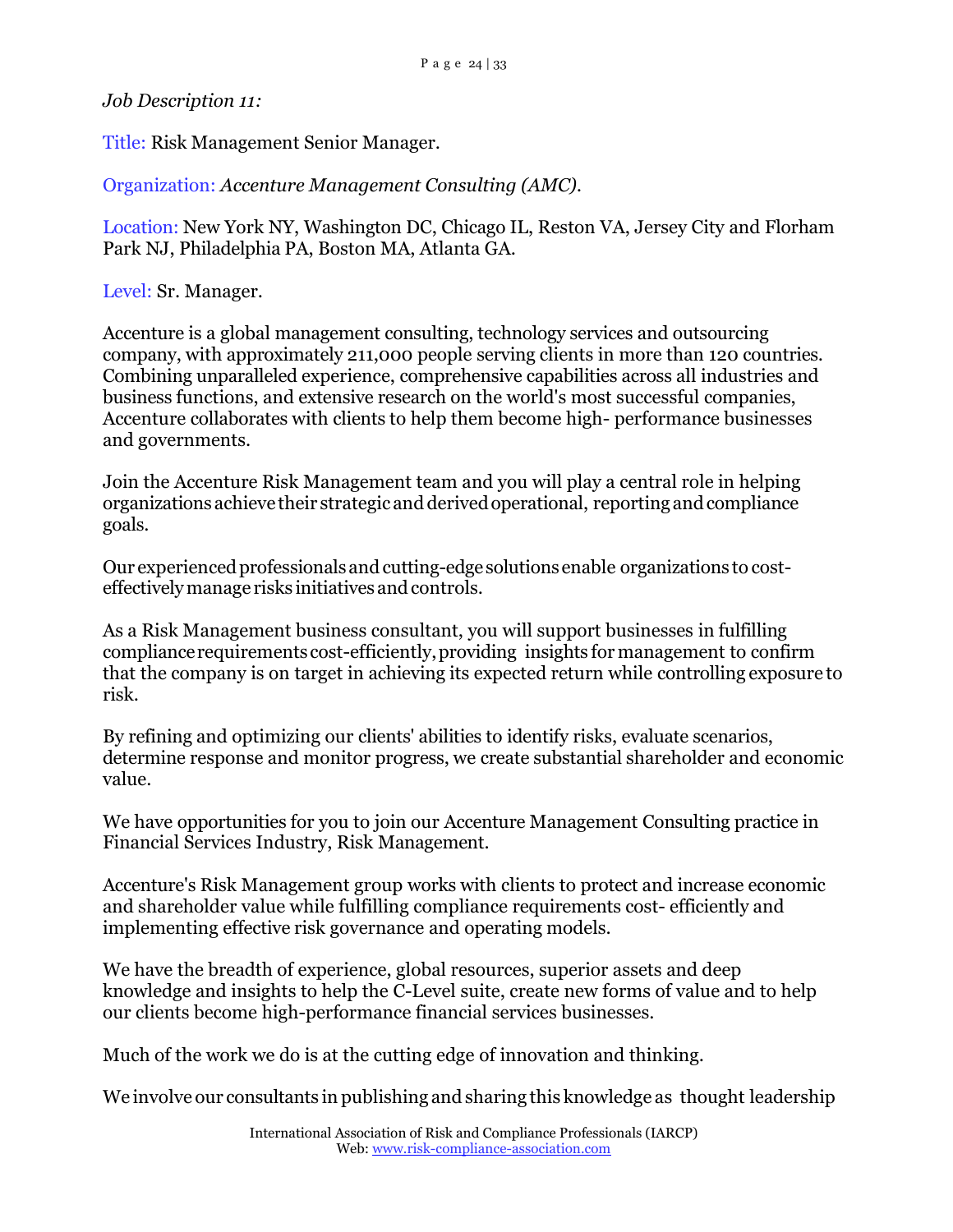*Job Description 11:*

Title: Risk Management Senior Manager.

Organization: *Accenture Management Consulting (AMC).*

Location: New York NY, Washington DC, Chicago IL, Reston VA, Jersey City and Florham Park NJ, Philadelphia PA, Boston MA, Atlanta GA.

Level: Sr. Manager.

Accenture is a global management consulting, technology services and outsourcing company, with approximately 211,000 people serving clients in more than 120 countries. Combining unparalleled experience, comprehensive capabilities across all industries and business functions, and extensive research on the world's most successful companies, Accenture collaborates with clients to help them become high- performance businesses and governments.

Join the Accenture Risk Management team and you will play a central role in helping organizations achieve their strategic and derived operational, reporting and compliance goals.

Our experienced professionals and cutting-edge solutions enable organizations to cost-effectively manage risks initiatives and controls.

As a Risk Management business consultant, you will support businesses in fulfilling compliance requirements cost-efficiently, providing insights for management to confirm that the company is on target in achieving its expected return while controlling exposure to risk.

By refining and optimizing our clients' abilities to identify risks, evaluate scenarios, determine response and monitor progress, we create substantial shareholder and economic value.

We have opportunities for you to join our Accenture Management Consulting practice in Financial Services Industry, Risk Management.

Accenture's Risk Management group works with clients to protect and increase economic and shareholder value while fulfilling compliance requirements cost- efficiently and implementing effective risk governance and operating models.

We have the breadth of experience, global resources, superior assets and deep knowledge and insights to help the C-Level suite, create new forms of value and to help our clients become high-performance financial services businesses.

Much of the work we do is at the cutting edge of innovation and thinking.

We involve our consultants in publishing and sharing this knowledge as thought leadership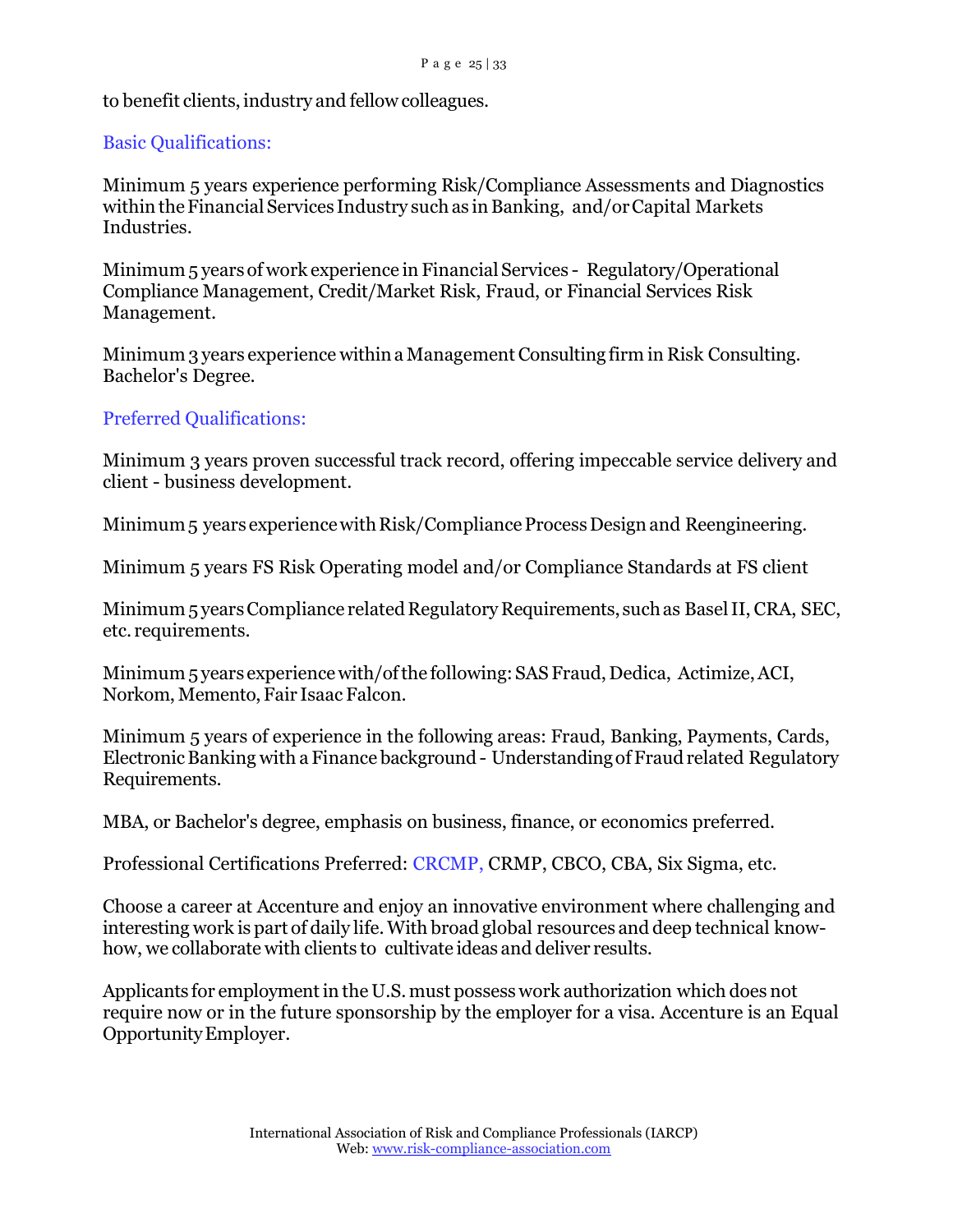to benefit clients, industry and fellow colleagues.

### Basic Qualifications:

Minimum 5 years experience performing Risk/Compliance Assessments and Diagnostics within the Financial Services Industry such as in Banking, and/or Capital Markets Industries.

Minimum 5 years of work experience in Financial Services - Regulatory/Operational Compliance Management, Credit/Market Risk, Fraud, or Financial Services Risk Management.

Minimum 3 years experience within a Management Consulting firm in Risk Consulting. Bachelor's Degree.

### Preferred Qualifications:

Minimum 3 years proven successful track record, offering impeccable service delivery and client - business development.

Minimum 5 years experience with Risk/Compliance Process Design and Reengineering.

Minimum 5 years FS Risk Operating model and/or Compliance Standards at FS client

Minimum 5 years Compliance related Regulatory Requirements, such as Basel II, CRA, SEC, etc. requirements.

Minimum 5 years experience with/of the following: SAS Fraud, Dedica, Actimize, ACI, Norkom, Memento, Fair Isaac Falcon.

Minimum 5 years of experience in the following areas: Fraud, Banking, Payments, Cards, Electronic Banking with a Finance background - Understanding of Fraud related Regulatory Requirements.

MBA, or Bachelor's degree, emphasis on business, finance, or economics preferred.

Professional Certifications Preferred: CRCMP, CRMP, CBCO, CBA, Six Sigma, etc.

Choose a career at Accenture and enjoy an innovative environment where challenging and interesting work is part of daily life. With broad global resources and deep technical know-how, we collaborate with clients to cultivate ideas and deliver results.

Applicants for employment in the U.S. must possess work authorization which does not require now or in the future sponsorship by the employer for a visa. Accenture is an Equal Opportunity Employer.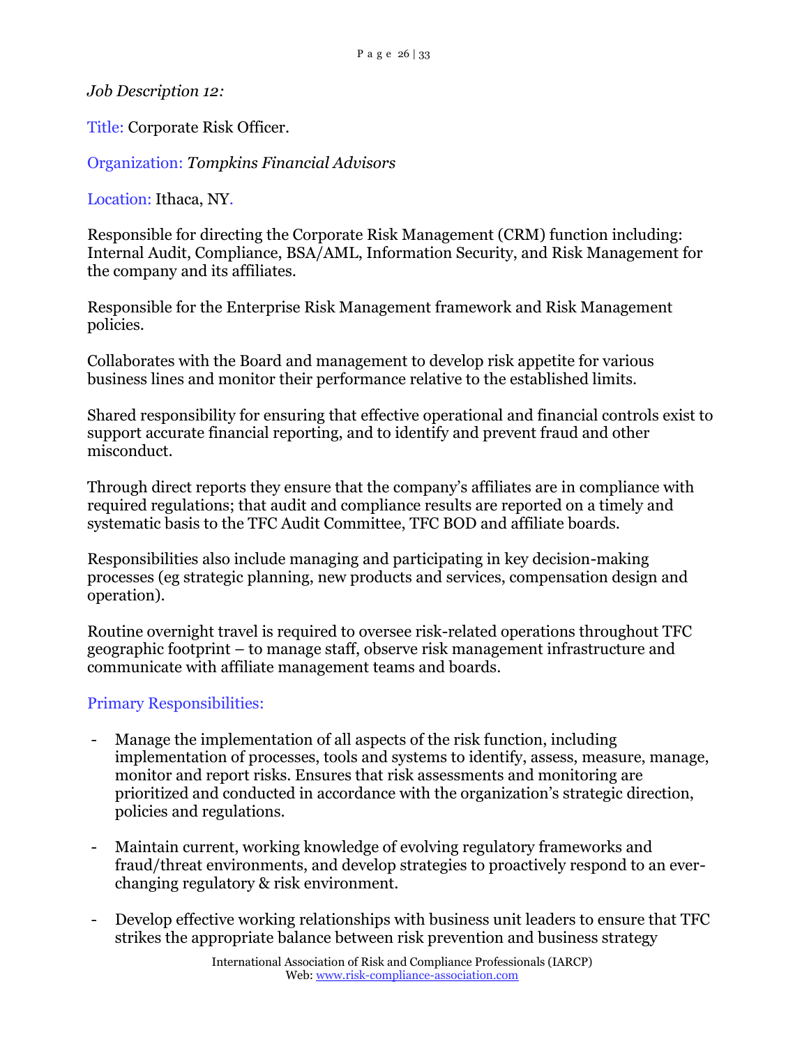*Job Description 12:*

Title: Corporate Risk Officer.

Organization: *Tompkins Financial Advisors*

Location: Ithaca, NY.

Responsible for directing the Corporate Risk Management (CRM) function including: Internal Audit, Compliance, BSA/AML, Information Security, and Risk Management for the company and its affiliates.

Responsible for the Enterprise Risk Management framework and Risk Management policies.

Collaborates with the Board and management to develop risk appetite for various business lines and monitor their performance relative to the established limits.

Shared responsibility for ensuring that effective operational and financial controls exist to support accurate financial reporting, and to identify and prevent fraud and other misconduct.

Through direct reports they ensure that the company's affiliates are in compliance with required regulations; that audit and compliance results are reported on a timely and systematic basis to the TFC Audit Committee, TFC BOD and affiliate boards.

Responsibilities also include managing and participating in key decision-making processes (eg strategic planning, new products and services, compensation design and operation).

Routine overnight travel is required to oversee risk-related operations throughout TFC geographic footprint – to manage staff, observe risk management infrastructure and communicate with affiliate management teams and boards.

Primary Responsibilities:

- Manage the implementation of all aspects of the risk function, including implementation of processes, tools and systems to identify, assess, measure, manage, monitor and report risks. Ensures that risk assessments and monitoring are prioritized and conducted in accordance with the organization's strategic direction, policies and regulations.

- Maintain current, working knowledge of evolving regulatory frameworks and fraud/threat environments, and develop strategies to proactively respond to an ever-changing regulatory & risk environment.

- Develop effective working relationships with business unit leaders to ensure that TFC strikes the appropriate balance between risk prevention and business strategy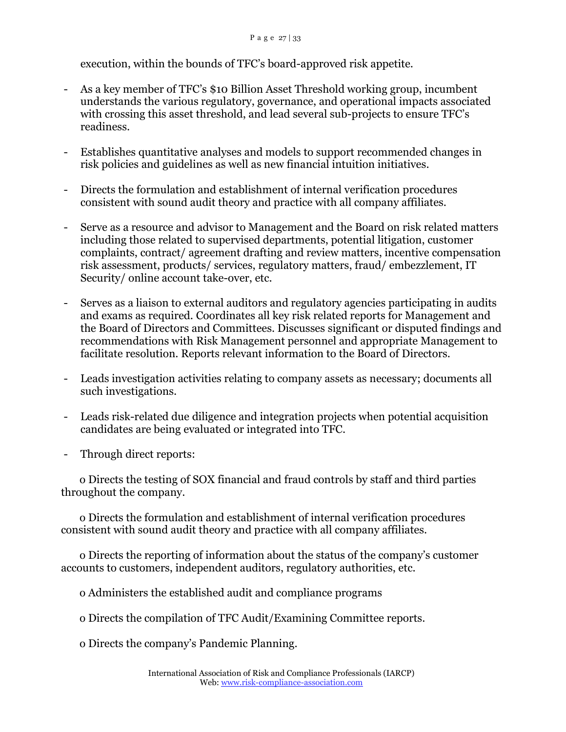execution, within the bounds of TFC's board-approved risk appetite.

- As a key member of TFC's $10 Billion Asset Threshold working group, incumbent understands the various regulatory, governance, and operational impacts associated with crossing this asset threshold, and lead several sub-projects to ensure TFC's readiness.

- Establishes quantitative analyses and models to support recommended changes in risk policies and guidelines as well as new financial intuition initiatives.

- Directs the formulation and establishment of internal verification procedures consistent with sound audit theory and practice with all company affiliates.

- Serve as a resource and advisor to Management and the Board on risk related matters including those related to supervised departments, potential litigation, customer complaints, contract/ agreement drafting and review matters, incentive compensation risk assessment, products/ services, regulatory matters, fraud/ embezzlement, IT Security/ online account take-over, etc.

- Serves as a liaison to external auditors and regulatory agencies participating in audits and exams as required. Coordinates all key risk related reports for Management and the Board of Directors and Committees. Discusses significant or disputed findings and recommendations with Risk Management personnel and appropriate Management to facilitate resolution. Reports relevant information to the Board of Directors.

- Leads investigation activities relating to company assets as necessary; documents all such investigations.

- Leads risk-related due diligence and integration projects when potential acquisition candidates are being evaluated or integrated into TFC.

- Through direct reports:

  o Directs the testing of SOX financial and fraud controls by staff and third parties throughout the company.

  o Directs the formulation and establishment of internal verification procedures consistent with sound audit theory and practice with all company affiliates.

  o Directs the reporting of information about the status of the company's customer accounts to customers, independent auditors, regulatory authorities, etc.

  o Administers the established audit and compliance programs

  o Directs the compilation of TFC Audit/Examining Committee reports.

  o Directs the company's Pandemic Planning.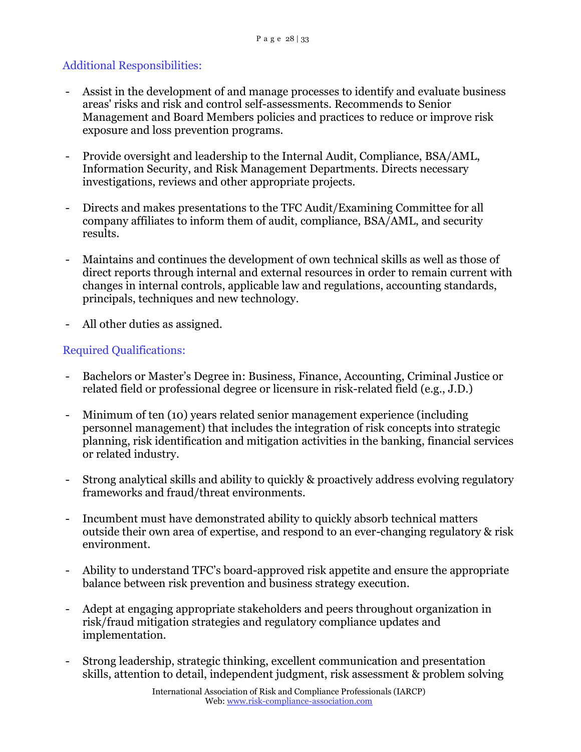### Additional Responsibilities:

- Assist in the development of and manage processes to identify and evaluate business areas' risks and risk and control self-assessments. Recommends to Senior Management and Board Members policies and practices to reduce or improve risk exposure and loss prevention programs.

- Provide oversight and leadership to the Internal Audit, Compliance, BSA/AML, Information Security, and Risk Management Departments. Directs necessary investigations, reviews and other appropriate projects.

- Directs and makes presentations to the TFC Audit/Examining Committee for all company affiliates to inform them of audit, compliance, BSA/AML, and security results.

- Maintains and continues the development of own technical skills as well as those of direct reports through internal and external resources in order to remain current with changes in internal controls, applicable law and regulations, accounting standards, principals, techniques and new technology.

- All other duties as assigned.

### Required Qualifications:

- Bachelors or Master's Degree in: Business, Finance, Accounting, Criminal Justice or related field or professional degree or licensure in risk-related field (e.g., J.D.)

- Minimum of ten (10) years related senior management experience (including personnel management) that includes the integration of risk concepts into strategic planning, risk identification and mitigation activities in the banking, financial services or related industry.

- Strong analytical skills and ability to quickly & proactively address evolving regulatory frameworks and fraud/threat environments.

- Incumbent must have demonstrated ability to quickly absorb technical matters outside their own area of expertise, and respond to an ever-changing regulatory & risk environment.

- Ability to understand TFC's board-approved risk appetite and ensure the appropriate balance between risk prevention and business strategy execution.

- Adept at engaging appropriate stakeholders and peers throughout organization in risk/fraud mitigation strategies and regulatory compliance updates and implementation.

- Strong leadership, strategic thinking, excellent communication and presentation skills, attention to detail, independent judgment, risk assessment & problem solving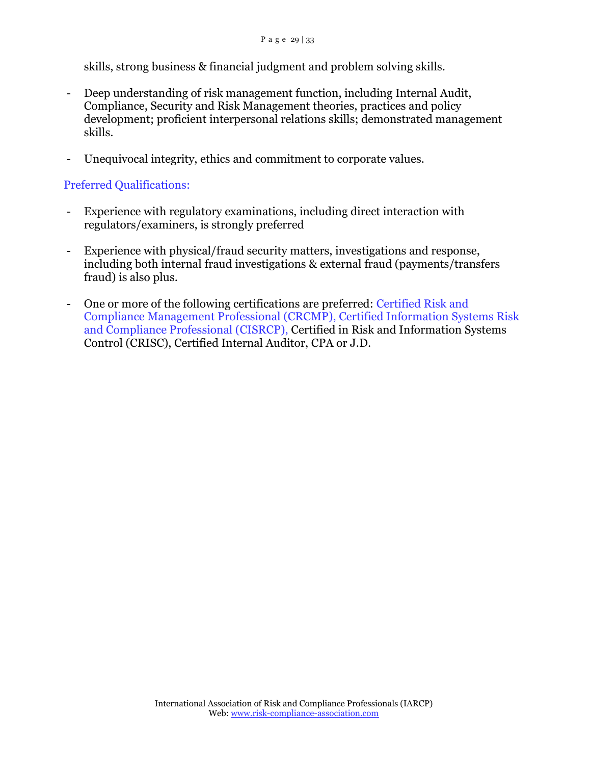skills, strong business & financial judgment and problem solving skills.

- Deep understanding of risk management function, including Internal Audit, Compliance, Security and Risk Management theories, practices and policy development; proficient interpersonal relations skills; demonstrated management skills.

- Unequivocal integrity, ethics and commitment to corporate values.

## Preferred Qualifications:

- Experience with regulatory examinations, including direct interaction with regulators/examiners, is strongly preferred

- Experience with physical/fraud security matters, investigations and response, including both internal fraud investigations & external fraud (payments/transfers fraud) is also plus.

- One or more of the following certifications are preferred: Certified Risk and Compliance Management Professional (CRCMP), Certified Information Systems Risk and Compliance Professional (CISRCP), Certified in Risk and Information Systems Control (CRISC), Certified Internal Auditor, CPA or J.D.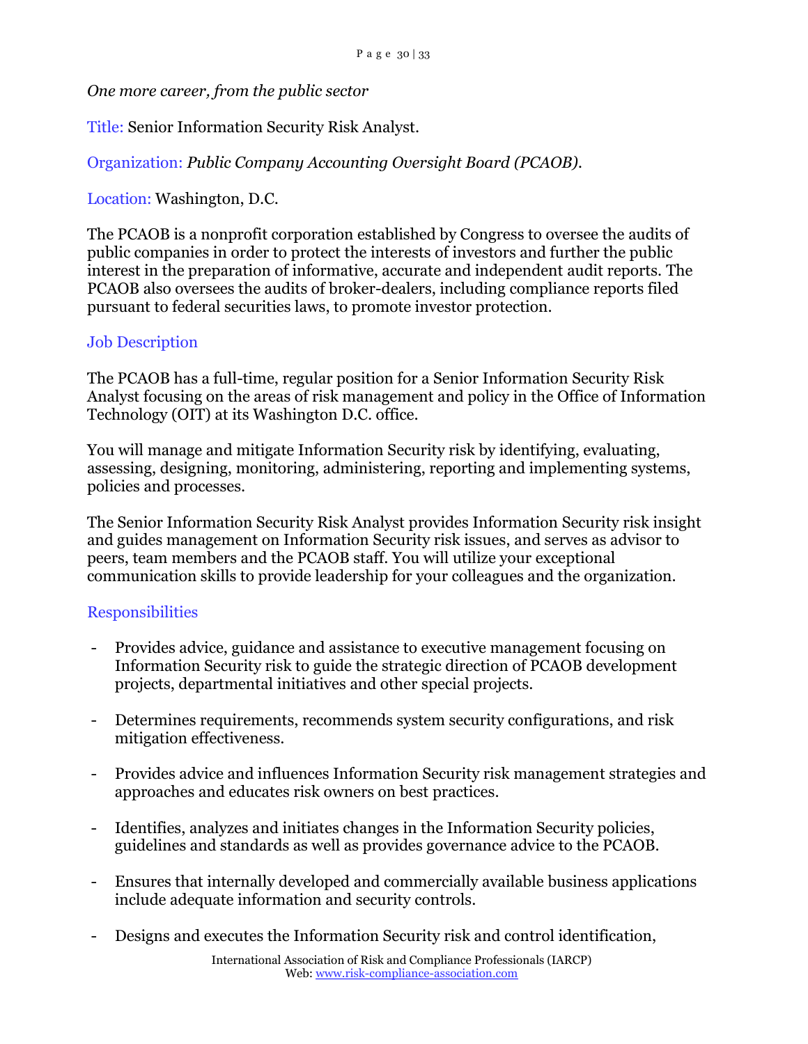*One more career, from the public sector*

Title: Senior Information Security Risk Analyst.

Organization: *Public Company Accounting Oversight Board (PCAOB).*

Location: Washington, D.C.

The PCAOB is a nonprofit corporation established by Congress to oversee the audits of public companies in order to protect the interests of investors and further the public interest in the preparation of informative, accurate and independent audit reports. The PCAOB also oversees the audits of broker-dealers, including compliance reports filed pursuant to federal securities laws, to promote investor protection.

## Job Description

The PCAOB has a full-time, regular position for a Senior Information Security Risk Analyst focusing on the areas of risk management and policy in the Office of Information Technology (OIT) at its Washington D.C. office.

You will manage and mitigate Information Security risk by identifying, evaluating, assessing, designing, monitoring, administering, reporting and implementing systems, policies and processes.

The Senior Information Security Risk Analyst provides Information Security risk insight and guides management on Information Security risk issues, and serves as advisor to peers, team members and the PCAOB staff. You will utilize your exceptional communication skills to provide leadership for your colleagues and the organization.

## Responsibilities

- Provides advice, guidance and assistance to executive management focusing on Information Security risk to guide the strategic direction of PCAOB development projects, departmental initiatives and other special projects.

- Determines requirements, recommends system security configurations, and risk mitigation effectiveness.

- Provides advice and influences Information Security risk management strategies and approaches and educates risk owners on best practices.

- Identifies, analyzes and initiates changes in the Information Security policies, guidelines and standards as well as provides governance advice to the PCAOB.

- Ensures that internally developed and commercially available business applications include adequate information and security controls.

- Designs and executes the Information Security risk and control identification,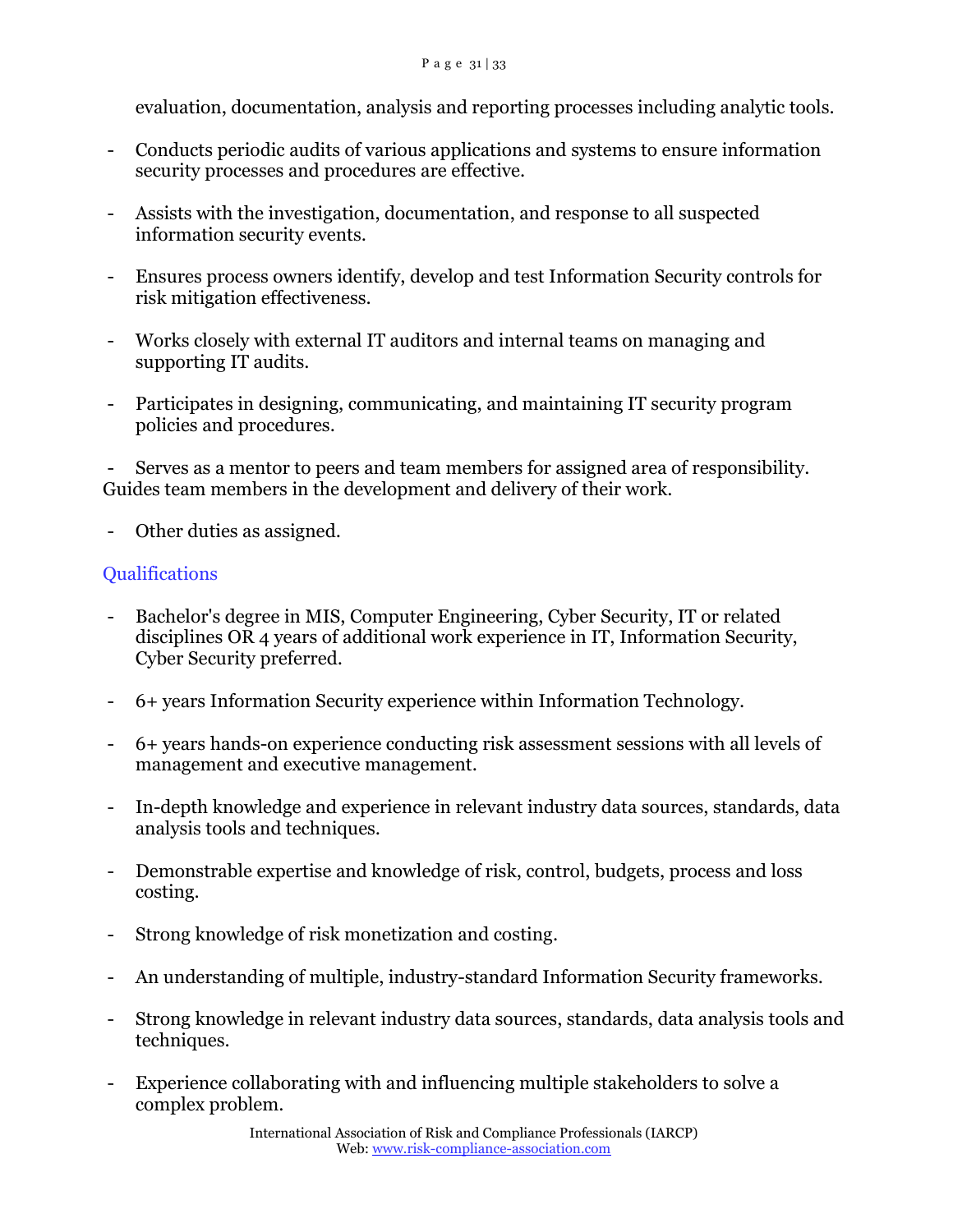evaluation, documentation, analysis and reporting processes including analytic tools.

- Conducts periodic audits of various applications and systems to ensure information security processes and procedures are effective.

- Assists with the investigation, documentation, and response to all suspected information security events.

- Ensures process owners identify, develop and test Information Security controls for risk mitigation effectiveness.

- Works closely with external IT auditors and internal teams on managing and supporting IT audits.

- Participates in designing, communicating, and maintaining IT security program policies and procedures.

- Serves as a mentor to peers and team members for assigned area of responsibility. Guides team members in the development and delivery of their work.

- Other duties as assigned.

## Qualifications

- Bachelor's degree in MIS, Computer Engineering, Cyber Security, IT or related disciplines OR 4 years of additional work experience in IT, Information Security, Cyber Security preferred.

- 6+ years Information Security experience within Information Technology.

- 6+ years hands-on experience conducting risk assessment sessions with all levels of management and executive management.

- In-depth knowledge and experience in relevant industry data sources, standards, data analysis tools and techniques.

- Demonstrable expertise and knowledge of risk, control, budgets, process and loss costing.

- Strong knowledge of risk monetization and costing.

- An understanding of multiple, industry-standard Information Security frameworks.

- Strong knowledge in relevant industry data sources, standards, data analysis tools and techniques.

- Experience collaborating with and influencing multiple stakeholders to solve a complex problem.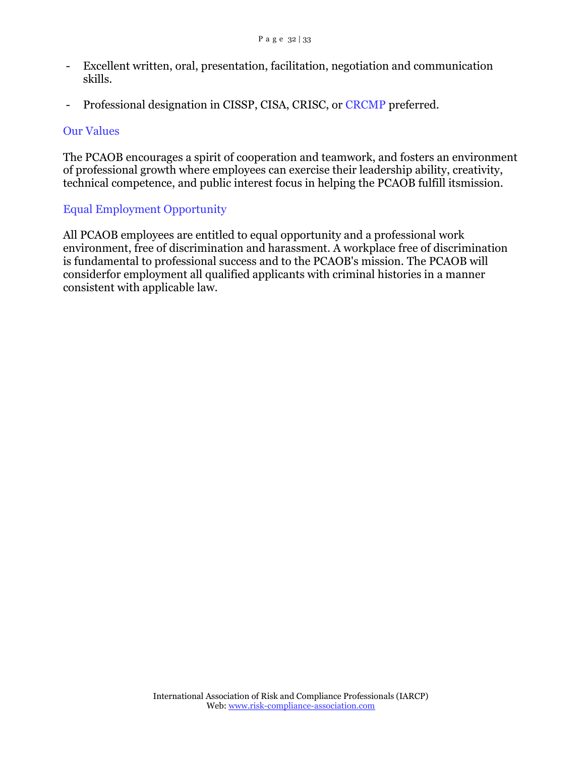- Excellent written, oral, presentation, facilitation, negotiation and communication skills.

- Professional designation in CISSP, CISA, CRISC, or CRCMP preferred.

## Our Values

The PCAOB encourages a spirit of cooperation and teamwork, and fosters an environment of professional growth where employees can exercise their leadership ability, creativity, technical competence, and public interest focus in helping the PCAOB fulfill itsmission.

## Equal Employment Opportunity

All PCAOB employees are entitled to equal opportunity and a professional work environment, free of discrimination and harassment. A workplace free of discrimination is fundamental to professional success and to the PCAOB's mission. The PCAOB will considerfor employment all qualified applicants with criminal histories in a manner consistent with applicable law.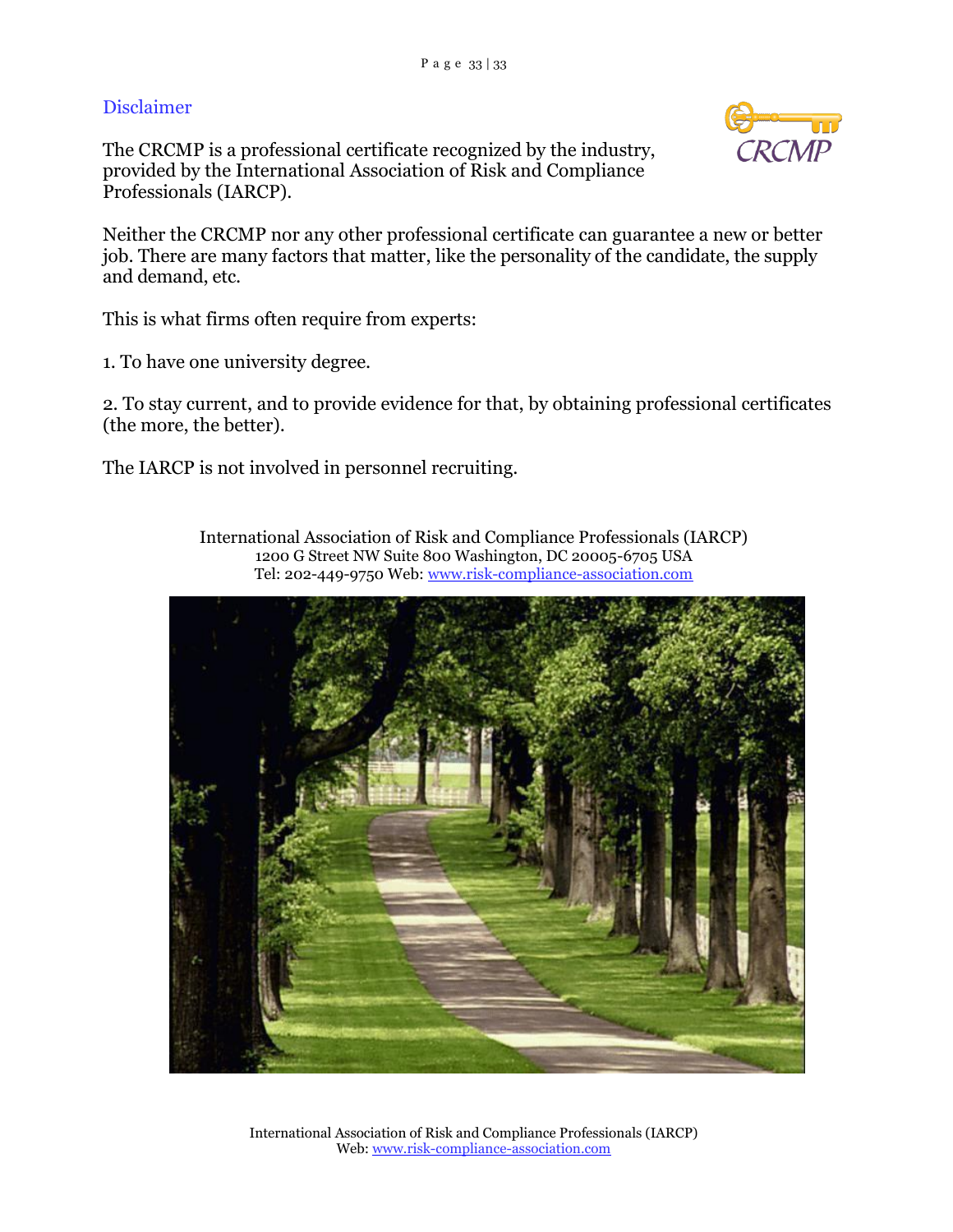## Disclaimer

The CRCMP is a professional certificate recognized by the industry, provided by the International Association of Risk and Compliance Professionals (IARCP).

Neither the CRCMP nor any other professional certificate can guarantee a new or better job. There are many factors that matter, like the personality of the candidate, the supply and demand, etc.

This is what firms often require from experts:

1. To have one university degree.

2. To stay current, and to provide evidence for that, by obtaining professional certificates (the more, the better).

The IARCP is not involved in personnel recruiting.

International Association of Risk and Compliance Professionals (IARCP)
1200 G Street NW Suite 800 Washington, DC 20005-6705 USA
Tel: 202-449-9750 Web: www.risk-compliance-association.com